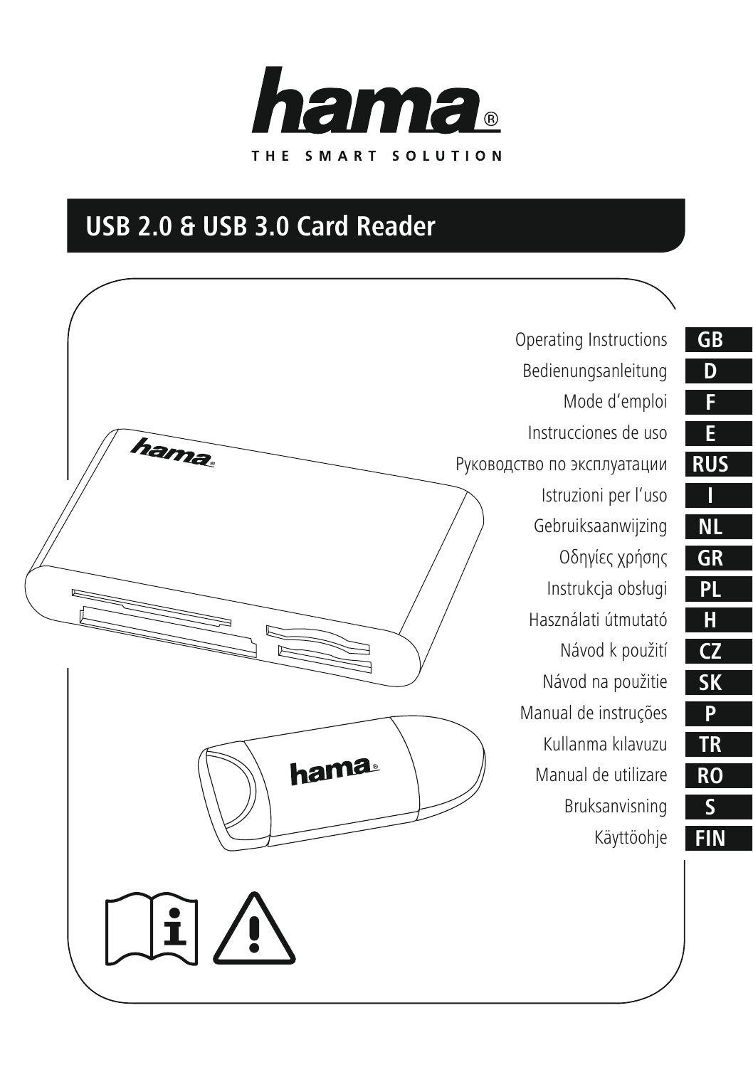# hama®

THE SMART SOLUTION

## USB 2.0 & USB 3.0 Card Reader

| | |
|---|---|
| Operating Instructions | GB |
| Bedienungsanleitung | D |
| Mode d'emploi | F |
| Instrucciones de uso | E |
| Руководство по эксплуатации | RUS |
| Istruzioni per l'uso | I |
| Gebruiksaanwijzing | NL |
| Οδηγίες χρήσης | GR |
| Instrukcja obsługi | PL |
| Használati útmutató | H |
| Návod k použití | CZ |
| Návod na použitie | SK |
| Manual de instruções | P |
| Kullanma kılavuzu | TR |
| Manual de utilizare | RO |
| Bruksanvisning | S |
| Käyttöohje | FIN |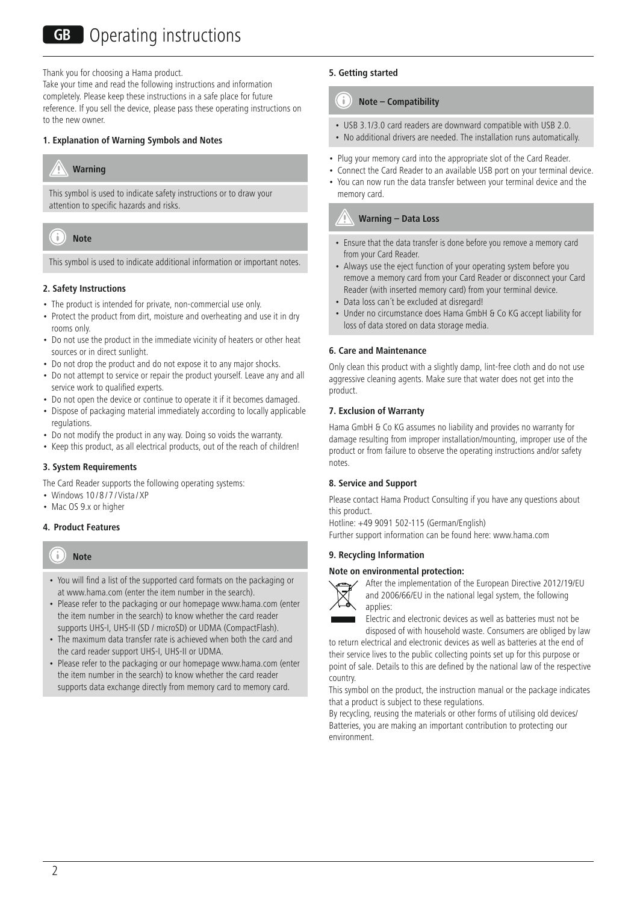# GB Operating instructions

Thank you for choosing a Hama product.
Take your time and read the following instructions and information completely. Please keep these instructions in a safe place for future reference. If you sell the device, please pass these operating instructions on to the new owner.

### 1. Explanation of Warning Symbols and Notes

**Warning**

This symbol is used to indicate safety instructions or to draw your attention to specific hazards and risks.

**Note**

This symbol is used to indicate additional information or important notes.

### 2. Safety Instructions

- The product is intended for private, non-commercial use only.
- Protect the product from dirt, moisture and overheating and use it in dry rooms only.
- Do not use the product in the immediate vicinity of heaters or other heat sources or in direct sunlight.
- Do not drop the product and do not expose it to any major shocks.
- Do not attempt to service or repair the product yourself. Leave any and all service work to qualified experts.
- Do not open the device or continue to operate it if it becomes damaged.
- Dispose of packaging material immediately according to locally applicable regulations.
- Do not modify the product in any way. Doing so voids the warranty.
- Keep this product, as all electrical products, out of the reach of children!

### 3. System Requirements

The Card Reader supports the following operating systems:

- Windows 10 / 8 / 7 / Vista / XP
- Mac OS 9.x or higher

### 4. Product Features

**Note**

- You will find a list of the supported card formats on the packaging or at www.hama.com (enter the item number in the search).
- Please refer to the packaging or our homepage www.hama.com (enter the item number in the search) to know whether the card reader supports UHS-I, UHS-II (SD / microSD) or UDMA (CompactFlash).
- The maximum data transfer rate is achieved when both the card and the card reader support UHS-I, UHS-II or UDMA.
- Please refer to the packaging or our homepage www.hama.com (enter the item number in the search) to know whether the card reader supports data exchange directly from memory card to memory card.

### 5. Getting started

**Note – Compatibility**

- USB 3.1/3.0 card readers are downward compatible with USB 2.0.
- No additional drivers are needed. The installation runs automatically.

- Plug your memory card into the appropriate slot of the Card Reader.
- Connect the Card Reader to an available USB port on your terminal device.
- You can now run the data transfer between your terminal device and the memory card.

**Warning – Data Loss**

- Ensure that the data transfer is done before you remove a memory card from your Card Reader.
- Always use the eject function of your operating system before you remove a memory card from your Card Reader or disconnect your Card Reader (with inserted memory card) from your terminal device.
- Data loss can´t be excluded at disregard!
- Under no circumstance does Hama GmbH & Co KG accept liability for loss of data stored on data storage media.

### 6. Care and Maintenance

Only clean this product with a slightly damp, lint-free cloth and do not use aggressive cleaning agents. Make sure that water does not get into the product.

### 7. Exclusion of Warranty

Hama GmbH & Co KG assumes no liability and provides no warranty for damage resulting from improper installation/mounting, improper use of the product or from failure to observe the operating instructions and/or safety notes.

### 8. Service and Support

Please contact Hama Product Consulting if you have any questions about this product.
Hotline: +49 9091 502-115 (German/English)
Further support information can be found here: www.hama.com

### 9. Recycling Information

**Note on environmental protection:**

After the implementation of the European Directive 2012/19/EU and 2006/66/EU in the national legal system, the following applies:
Electric and electronic devices as well as batteries must not be disposed of with household waste. Consumers are obliged by law to return electrical and electronic devices as well as batteries at the end of their service lives to the public collecting points set up for this purpose or point of sale. Details to this are defined by the national law of the respective country.
This symbol on the product, the instruction manual or the package indicates that a product is subject to these regulations.
By recycling, reusing the materials or other forms of utilising old devices/ Batteries, you are making an important contribution to protecting our environment.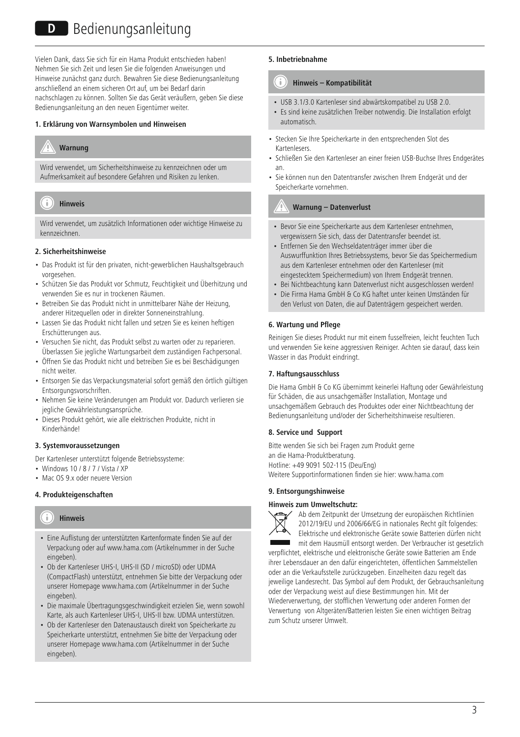# D Bedienungsanleitung

Vielen Dank, dass Sie sich für ein Hama Produkt entschieden haben! Nehmen Sie sich Zeit und lesen Sie die folgenden Anweisungen und Hinweise zunächst ganz durch. Bewahren Sie diese Bedienungsanleitung anschließend an einem sicheren Ort auf, um bei Bedarf darin nachschlagen zu können. Sollten Sie das Gerät veräußern, geben Sie diese Bedienungsanleitung an den neuen Eigentümer weiter.

**1. Erklärung von Warnsymbolen und Hinweisen**

**Warnung**

Wird verwendet, um Sicherheitshinweise zu kennzeichnen oder um Aufmerksamkeit auf besondere Gefahren und Risiken zu lenken.

**Hinweis**

Wird verwendet, um zusätzlich Informationen oder wichtige Hinweise zu kennzeichnen.

**2. Sicherheitshinweise**

- Das Produkt ist für den privaten, nicht-gewerblichen Haushaltsgebrauch vorgesehen.
- Schützen Sie das Produkt vor Schmutz, Feuchtigkeit und Überhitzung und verwenden Sie es nur in trockenen Räumen.
- Betreiben Sie das Produkt nicht in unmittelbarer Nähe der Heizung, anderer Hitzequellen oder in direkter Sonneneinstrahlung.
- Lassen Sie das Produkt nicht fallen und setzen Sie es keinen heftigen Erschütterungen aus.
- Versuchen Sie nicht, das Produkt selbst zu warten oder zu reparieren. Überlassen Sie jegliche Wartungsarbeit dem zuständigen Fachpersonal.
- Öffnen Sie das Produkt nicht und betreiben Sie es bei Beschädigungen nicht weiter.
- Entsorgen Sie das Verpackungsmaterial sofort gemäß den örtlich gültigen Entsorgungsvorschriften.
- Nehmen Sie keine Veränderungen am Produkt vor. Dadurch verlieren sie jegliche Gewährleistungsansprüche.
- Dieses Produkt gehört, wie alle elektrischen Produkte, nicht in Kinderhände!

**3. Systemvoraussetzungen**

Der Kartenleser unterstützt folgende Betriebssysteme:

- Windows 10 / 8 / 7 / Vista / XP
- Mac OS 9.x oder neuere Version

**4. Produkteigenschaften**

**Hinweis**

- Eine Auflistung der unterstützten Kartenformate finden Sie auf der Verpackung oder auf www.hama.com (Artikelnummer in der Suche eingeben).
- Ob der Kartenleser UHS-I, UHS-II (SD / microSD) oder UDMA (CompactFlash) unterstützt, entnehmen Sie bitte der Verpackung oder unserer Homepage www.hama.com (Artikelnummer in der Suche eingeben).
- Die maximale Übertragungsgeschwindigkeit erzielen Sie, wenn sowohl Karte, als auch Kartenleser UHS-I, UHS-II bzw. UDMA unterstützen.
- Ob der Kartenleser den Datenaustausch direkt von Speicherkarte zu Speicherkarte unterstützt, entnehmen Sie bitte der Verpackung oder unserer Homepage www.hama.com (Artikelnummer in der Suche eingeben).

**5. Inbetriebnahme**

**Hinweis – Kompatibilität**

- USB 3.1/3.0 Kartenleser sind abwärtskompatibel zu USB 2.0.
- Es sind keine zusätzlichen Treiber notwendig. Die Installation erfolgt automatisch.

- Stecken Sie Ihre Speicherkarte in den entsprechenden Slot des Kartenlesers.
- Schließen Sie den Kartenleser an einer freien USB-Buchse Ihres Endgerätes an.
- Sie können nun den Datentransfer zwischen Ihrem Endgerät und der Speicherkarte vornehmen.

**Warnung – Datenverlust**

- Bevor Sie eine Speicherkarte aus dem Kartenleser entnehmen, vergewissern Sie sich, dass der Datentransfer beendet ist.
- Entfernen Sie den Wechseldatenträger immer über die Auswurffunktion Ihres Betriebssystems, bevor Sie das Speichermedium aus dem Kartenleser entnehmen oder den Kartenleser (mit eingestecktem Speichermedium) von Ihrem Endgerät trennen.
- Bei Nichtbeachtung kann Datenverlust nicht ausgeschlossen werden!
- Die Firma Hama GmbH & Co KG haftet unter keinen Umständen für den Verlust von Daten, die auf Datenträgern gespeichert werden.

**6. Wartung und Pflege**

Reinigen Sie dieses Produkt nur mit einem fusselfreien, leicht feuchten Tuch und verwenden Sie keine aggressiven Reiniger. Achten sie darauf, dass kein Wasser in das Produkt eindringt.

**7. Haftungsausschluss**

Die Hama GmbH & Co KG übernimmt keinerlei Haftung oder Gewährleistung für Schäden, die aus unsachgemäßer Installation, Montage und unsachgemäßem Gebrauch des Produktes oder einer Nichtbeachtung der Bedienungsanleitung und/oder der Sicherheitshinweise resultieren.

**8. Service und Support**

Bitte wenden Sie sich bei Fragen zum Produkt gerne an die Hama-Produktberatung.
Hotline: +49 9091 502-115 (Deu/Eng)
Weitere Supportinformationen finden sie hier: www.hama.com

**9. Entsorgungshinweise**

**Hinweis zum Umweltschutz:**

Ab dem Zeitpunkt der Umsetzung der europäischen Richtlinien 2012/19/EU und 2006/66/EG in nationales Recht gilt folgendes: Elektrische und elektronische Geräte sowie Batterien dürfen nicht mit dem Hausmüll entsorgt werden. Der Verbraucher ist gesetzlich verpflichtet, elektrische und elektronische Geräte sowie Batterien am Ende ihrer Lebensdauer an den dafür eingerichteten, öffentlichen Sammelstellen oder an die Verkaufsstelle zurückzugeben. Einzelheiten dazu regelt das jeweilige Landesrecht. Das Symbol auf dem Produkt, der Gebrauchsanleitung oder der Verpackung weist auf diese Bestimmungen hin. Mit der Wiederverwertung, der stofflichen Verwertung oder anderen Formen der Verwertung von Altgeräten/Batterien leisten Sie einen wichtigen Beitrag zum Schutz unserer Umwelt.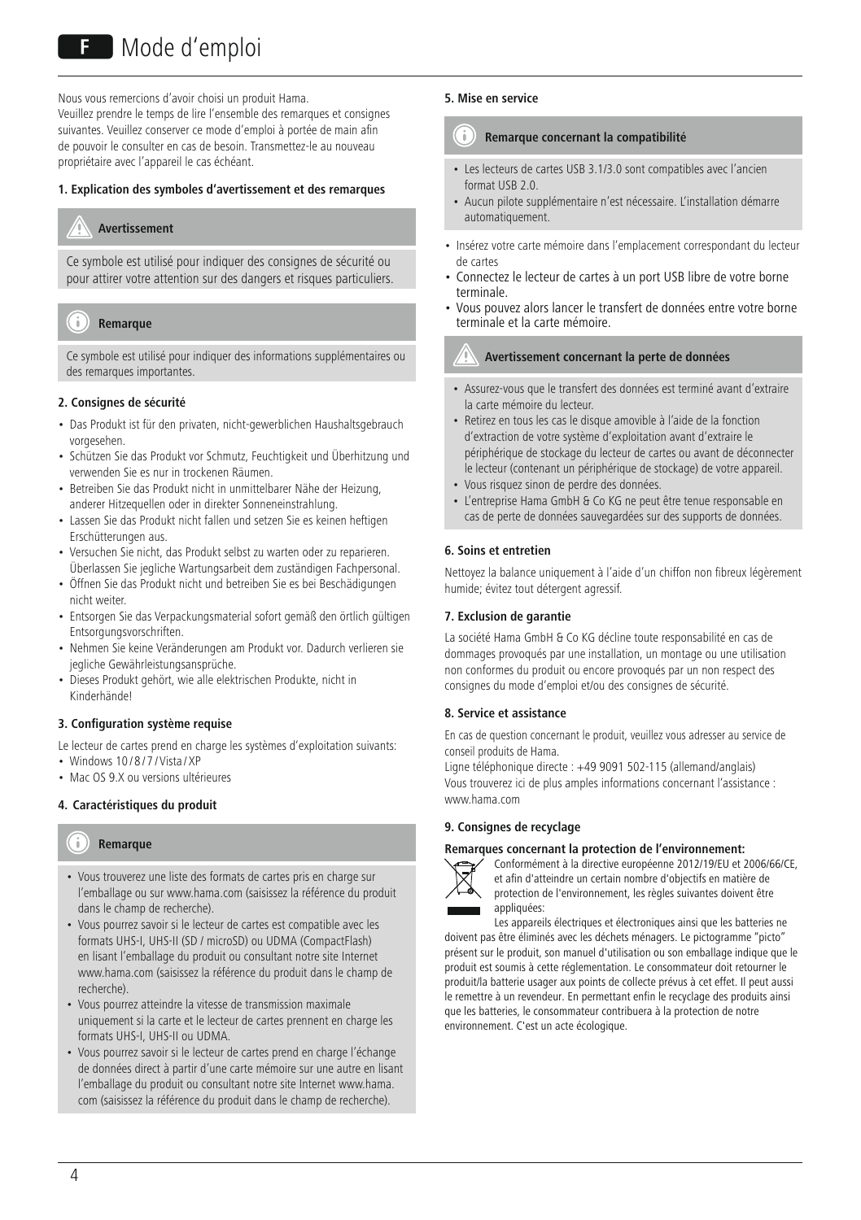# F Mode d'emploi

Nous vous remercions d'avoir choisi un produit Hama.
Veuillez prendre le temps de lire l'ensemble des remarques et consignes suivantes. Veuillez conserver ce mode d'emploi à portée de main afin de pouvoir le consulter en cas de besoin. Transmettez-le au nouveau propriétaire avec l'appareil le cas échéant.

**1. Explication des symboles d'avertissement et des remarques**

**Avertissement**

Ce symbole est utilisé pour indiquer des consignes de sécurité ou pour attirer votre attention sur des dangers et risques particuliers.

**Remarque**

Ce symbole est utilisé pour indiquer des informations supplémentaires ou des remarques importantes.

**2. Consignes de sécurité**

- Das Produkt ist für den privaten, nicht-gewerblichen Haushaltsgebrauch vorgesehen.
- Schützen Sie das Produkt vor Schmutz, Feuchtigkeit und Überhitzung und verwenden Sie es nur in trockenen Räumen.
- Betreiben Sie das Produkt nicht in unmittelbarer Nähe der Heizung, anderer Hitzequellen oder in direkter Sonneneinstrahlung.
- Lassen Sie das Produkt nicht fallen und setzen Sie es keinen heftigen Erschütterungen aus.
- Versuchen Sie nicht, das Produkt selbst zu warten oder zu reparieren. Überlassen Sie jegliche Wartungsarbeit dem zuständigen Fachpersonal.
- Öffnen Sie das Produkt nicht und betreiben Sie es bei Beschädigungen nicht weiter.
- Entsorgen Sie das Verpackungsmaterial sofort gemäß den örtlich gültigen Entsorgungsvorschriften.
- Nehmen Sie keine Veränderungen am Produkt vor. Dadurch verlieren sie jegliche Gewährleistungsansprüche.
- Dieses Produkt gehört, wie alle elektrischen Produkte, nicht in Kinderhände!

**3. Configuration système requise**

Le lecteur de cartes prend en charge les systèmes d'exploitation suivants:

- Windows 10 / 8 / 7 / Vista / XP
- Mac OS 9.X ou versions ultérieures

**4. Caractéristiques du produit**

**Remarque**

- Vous trouverez une liste des formats de cartes pris en charge sur l'emballage ou sur www.hama.com (saisissez la référence du produit dans le champ de recherche).
- Vous pourrez savoir si le lecteur de cartes est compatible avec les formats UHS-I, UHS-II (SD / microSD) ou UDMA (CompactFlash) en lisant l'emballage du produit ou consultant notre site Internet www.hama.com (saisissez la référence du produit dans le champ de recherche).
- Vous pourrez atteindre la vitesse de transmission maximale uniquement si la carte et le lecteur de cartes prennent en charge les formats UHS-I, UHS-II ou UDMA.
- Vous pourrez savoir si le lecteur de cartes prend en charge l'échange de données direct à partir d'une carte mémoire sur une autre en lisant l'emballage du produit ou consultant notre site Internet www.hama.com (saisissez la référence du produit dans le champ de recherche).

**5. Mise en service**

**Remarque concernant la compatibilité**

- Les lecteurs de cartes USB 3.1/3.0 sont compatibles avec l'ancien format USB 2.0.
- Aucun pilote supplémentaire n'est nécessaire. L'installation démarre automatiquement.

- Insérez votre carte mémoire dans l'emplacement correspondant du lecteur de cartes
- Connectez le lecteur de cartes à un port USB libre de votre borne terminale.
- Vous pouvez alors lancer le transfert de données entre votre borne terminale et la carte mémoire.

**Avertissement concernant la perte de données**

- Assurez-vous que le transfert des données est terminé avant d'extraire la carte mémoire du lecteur.
- Retirez en tous les cas le disque amovible à l'aide de la fonction d'extraction de votre système d'exploitation avant d'extraire le périphérique de stockage du lecteur de cartes ou avant de déconnecter le lecteur (contenant un périphérique de stockage) de votre appareil.
- Vous risquez sinon de perdre des données.
- L'entreprise Hama GmbH & Co KG ne peut être tenue responsable en cas de perte de données sauvegardées sur des supports de données.

**6. Soins et entretien**

Nettoyez la balance uniquement à l'aide d'un chiffon non fibreux légèrement humide; évitez tout détergent agressif.

**7. Exclusion de garantie**

La société Hama GmbH & Co KG décline toute responsabilité en cas de dommages provoqués par une installation, un montage ou une utilisation non conformes du produit ou encore provoqués par un non respect des consignes du mode d'emploi et/ou des consignes de sécurité.

**8. Service et assistance**

En cas de question concernant le produit, veuillez vous adresser au service de conseil produits de Hama.
Ligne téléphonique directe : +49 9091 502-115 (allemand/anglais)
Vous trouverez ici de plus amples informations concernant l'assistance : www.hama.com

**9. Consignes de recyclage**

**Remarques concernant la protection de l'environnement:**

Conformément à la directive européenne 2012/19/EU et 2006/66/CE, et afin d'atteindre un certain nombre d'objectifs en matière de protection de l'environnement, les règles suivantes doivent être appliquées:
Les appareils électriques et électroniques ainsi que les batteries ne doivent pas être éliminés avec les déchets ménagers. Le pictogramme "picto" présent sur le produit, son manuel d'utilisation ou son emballage indique que le produit est soumis à cette réglementation. Le consommateur doit retourner le produit/la batterie usager aux points de collecte prévus à cet effet. Il peut aussi le remettre à un revendeur. En permettant enfin le recyclage des produits ainsi que les batteries, le consommateur contribuera à la protection de notre environnement. C'est un acte écologique.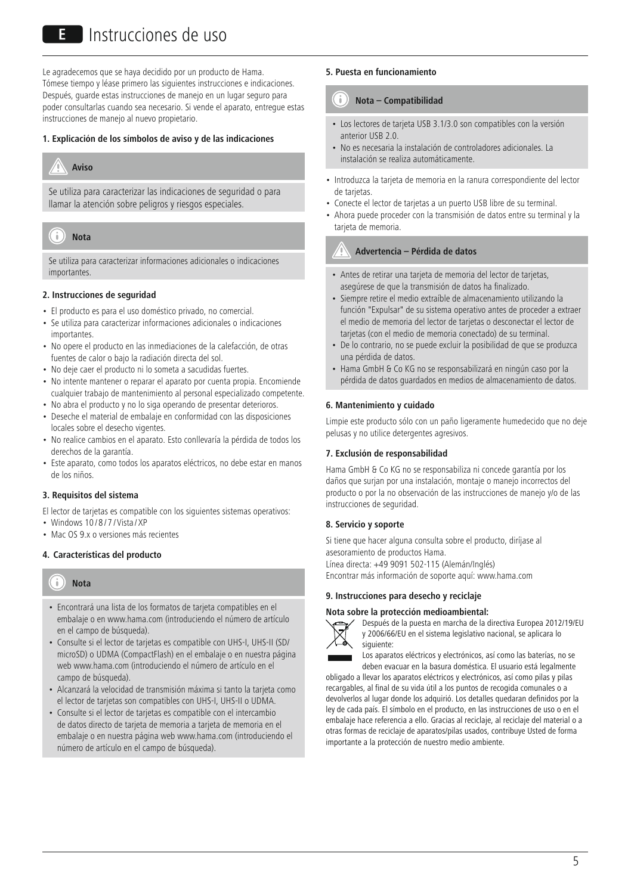# E Instrucciones de uso

Le agradecemos que se haya decidido por un producto de Hama.
Tómese tiempo y léase primero las siguientes instrucciones e indicaciones. Después, guarde estas instrucciones de manejo en un lugar seguro para poder consultarlas cuando sea necesario. Si vende el aparato, entregue estas instrucciones de manejo al nuevo propietario.

**1. Explicación de los símbolos de aviso y de las indicaciones**

**Aviso**

Se utiliza para caracterizar las indicaciones de seguridad o para llamar la atención sobre peligros y riesgos especiales.

**Nota**

Se utiliza para caracterizar informaciones adicionales o indicaciones importantes.

**2. Instrucciones de seguridad**

- El producto es para el uso doméstico privado, no comercial.
- Se utiliza para caracterizar informaciones adicionales o indicaciones importantes.
- No opere el producto en las inmediaciones de la calefacción, de otras fuentes de calor o bajo la radiación directa del sol.
- No deje caer el producto ni lo someta a sacudidas fuertes.
- No intente mantener o reparar el aparato por cuenta propia. Encomiende cualquier trabajo de mantenimiento al personal especializado competente.
- No abra el producto y no lo siga operando de presentar deterioros.
- Deseche el material de embalaje en conformidad con las disposiciones locales sobre el desecho vigentes.
- No realice cambios en el aparato. Esto conllevaría la pérdida de todos los derechos de la garantía.
- Este aparato, como todos los aparatos eléctricos, no debe estar en manos de los niños.

**3. Requisitos del sistema**

El lector de tarjetas es compatible con los siguientes sistemas operativos:

- Windows 10 / 8 / 7 / Vista / XP
- Mac OS 9.x o versiones más recientes

**4. Características del producto**

**Nota**

- Encontrará una lista de los formatos de tarjeta compatibles en el embalaje o en www.hama.com (introduciendo el número de artículo en el campo de búsqueda).
- Consulte si el lector de tarjetas es compatible con UHS-I, UHS-II (SD/ microSD) o UDMA (CompactFlash) en el embalaje o en nuestra página web www.hama.com (introduciendo el número de artículo en el campo de búsqueda).
- Alcanzará la velocidad de transmisión máxima si tanto la tarjeta como el lector de tarjetas son compatibles con UHS-I, UHS-II o UDMA.
- Consulte si el lector de tarjetas es compatible con el intercambio de datos directo de tarjeta de memoria a tarjeta de memoria en el embalaje o en nuestra página web www.hama.com (introduciendo el número de artículo en el campo de búsqueda).

**5. Puesta en funcionamiento**

**Nota – Compatibilidad**

- Los lectores de tarjeta USB 3.1/3.0 son compatibles con la versión anterior USB 2.0.
- No es necesaria la instalación de controladores adicionales. La instalación se realiza automáticamente.

- Introduzca la tarjeta de memoria en la ranura correspondiente del lector de tarjetas.
- Conecte el lector de tarjetas a un puerto USB libre de su terminal.
- Ahora puede proceder con la transmisión de datos entre su terminal y la tarjeta de memoria.

**Advertencia – Pérdida de datos**

- Antes de retirar una tarjeta de memoria del lector de tarjetas, asegúrese de que la transmisión de datos ha finalizado.
- Siempre retire el medio extraíble de almacenamiento utilizando la función "Expulsar" de su sistema operativo antes de proceder a extraer el medio de memoria del lector de tarjetas o desconectar el lector de tarjetas (con el medio de memoria conectado) de su terminal.
- De lo contrario, no se puede excluir la posibilidad de que se produzca una pérdida de datos.
- Hama GmbH & Co KG no se responsabilizará en ningún caso por la pérdida de datos guardados en medios de almacenamiento de datos.

**6. Mantenimiento y cuidado**

Limpie este producto sólo con un paño ligeramente humedecido que no deje pelusas y no utilice detergentes agresivos.

**7. Exclusión de responsabilidad**

Hama GmbH & Co KG no se responsabiliza ni concede garantía por los daños que surjan por una instalación, montaje o manejo incorrectos del producto o por la no observación de las instrucciones de manejo y/o de las instrucciones de seguridad.

**8. Servicio y soporte**

Si tiene que hacer alguna consulta sobre el producto, diríjase al asesoramiento de productos Hama.
Línea directa: +49 9091 502-115 (Alemán/Inglés)
Encontrar más información de soporte aquí: www.hama.com

**9. Instrucciones para desecho y reciclaje**

**Nota sobre la protección medioambiental:**

Después de la puesta en marcha de la directiva Europea 2012/19/EU y 2006/66/EU en el sistema legislativo nacional, se aplicara lo siguiente:
Los aparatos eléctricos y electrónicos, así como las baterías, no se deben evacuar en la basura doméstica. El usuario está legalmente obligado a llevar los aparatos eléctricos y electrónicos, así como pilas y pilas recargables, al final de su vida útil a los puntos de recogida comunales o a devolverlos al lugar donde los adquirió. Los detalles quedaran definidos por la ley de cada país. El símbolo en el producto, en las instrucciones de uso o en el embalaje hace referencia a ello. Gracias al reciclaje, al reciclaje del material o a otras formas de reciclaje de aparatos/pilas usados, contribuye Usted de forma importante a la protección de nuestro medio ambiente.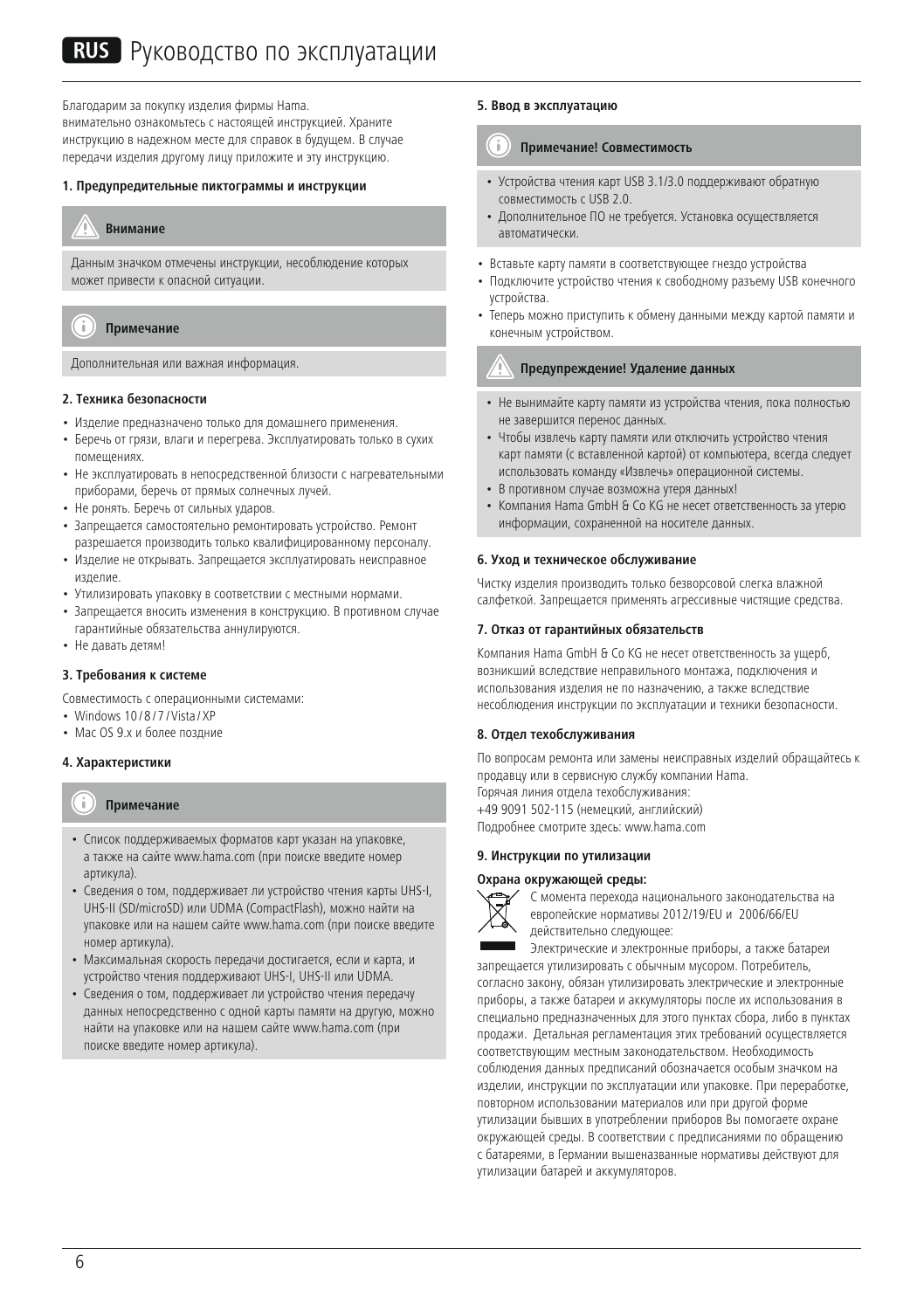# RUS Руководство по эксплуатации

Благодарим за покупку изделия фирмы Hama.
внимательно ознакомьтесь с настоящей инструкцией. Храните инструкцию в надежном месте для справок в будущем. В случае передачи изделия другому лицу приложите и эту инструкцию.

### 1. Предупредительные пиктограммы и инструкции

**Внимание**

Данным значком отмечены инструкции, несоблюдение которых может привести к опасной ситуации.

**Примечание**

Дополнительная или важная информация.

### 2. Техника безопасности

- Изделие предназначено только для домашнего применения.
- Беречь от грязи, влаги и перегрева. Эксплуатировать только в сухих помещениях.
- Не эксплуатировать в непосредственной близости с нагревательными приборами, беречь от прямых солнечных лучей.
- Не ронять. Беречь от сильных ударов.
- Запрещается самостоятельно ремонтировать устройство. Ремонт разрешается производить только квалифицированному персоналу.
- Изделие не открывать. Запрещается эксплуатировать неисправное изделие.
- Утилизировать упаковку в соответствии с местными нормами.
- Запрещается вносить изменения в конструкцию. В противном случае гарантийные обязательства аннулируются.
- Не давать детям!

### 3. Требования к системе

Совместимость с операционными системами:

- Windows 10 / 8 / 7 / Vista / XP
- Mac OS 9.x и более поздние

### 4. Характеристики

**Примечание**

- Список поддерживаемых форматов карт указан на упаковке, а также на сайте www.hama.com (при поиске введите номер артикула).
- Сведения о том, поддерживает ли устройство чтения карты UHS-I, UHS-II (SD/microSD) или UDMA (CompactFlash), можно найти на упаковке или на нашем сайте www.hama.com (при поиске введите номер артикула).
- Максимальная скорость передачи достигается, если и карта, и устройство чтения поддерживают UHS-I, UHS-II или UDMA.
- Сведения о том, поддерживает ли устройство чтения передачу данных непосредственно с одной карты памяти на другую, можно найти на упаковке или на нашем сайте www.hama.com (при поиске введите номер артикула).

### 5. Ввод в эксплуатацию

**Примечание! Совместимость**

- Устройства чтения карт USB 3.1/3.0 поддерживают обратную совместимость с USB 2.0.
- Дополнительное ПО не требуется. Установка осуществляется автоматически.

- Вставьте карту памяти в соответствующее гнездо устройства
- Подключите устройство чтения к свободному разъему USB конечного устройства.
- Теперь можно приступить к обмену данными между картой памяти и конечным устройством.

**Предупреждение! Удаление данных**

- Не вынимайте карту памяти из устройства чтения, пока полностью не завершится перенос данных.
- Чтобы извлечь карту памяти или отключить устройство чтения карт памяти (с вставленной картой) от компьютера, всегда следует использовать команду «Извлечь» операционной системы.
- В противном случае возможна утеря данных!
- Компания Hama GmbH & Co KG не несет ответственность за утерю информации, сохраненной на носителе данных.

### 6. Уход и техническое обслуживание

Чистку изделия производить только безворсовой слегка влажной салфеткой. Запрещается применять агрессивные чистящие средства.

### 7. Отказ от гарантийных обязательств

Компания Hama GmbH & Co KG не несет ответственность за ущерб, возникший вследствие неправильного монтажа, подключения и использования изделия не по назначению, а также вследствие несоблюдения инструкции по эксплуатации и техники безопасности.

### 8. Отдел техобслуживания

По вопросам ремонта или замены неисправных изделий обращайтесь к продавцу или в сервисную службу компании Hama.
Горячая линия отдела техобслуживания:
+49 9091 502-115 (немецкий, английский)
Подробнее смотрите здесь: www.hama.com

### 9. Инструкции по утилизации

**Охрана окружающей среды:**

С момента перехода национального законодательства на европейские нормативы 2012/19/EU и 2006/66/EU действительно следующее:

Электрические и электронные приборы, а также батареи запрещается утилизировать с обычным мусором. Потребитель, согласно закону, обязан утилизировать электрические и электронные приборы, а также батареи и аккумуляторы после их использования в специально предназначенных для этого пунктах сбора, либо в пунктах продажи. Детальная регламентация этих требований осуществляется соответствующим местным законодательством. Необходимость соблюдения данных предписаний обозначается особым значком на изделии, инструкции по эксплуатации или упаковке. При переработке, повторном использовании материалов или при другой форме утилизации бывших в употреблении приборов Вы помогаете охране окружающей среды. В соответствии с предписаниями по обращению с батареями, в Германии вышеназванные нормативы действуют для утилизации батарей и аккумуляторов.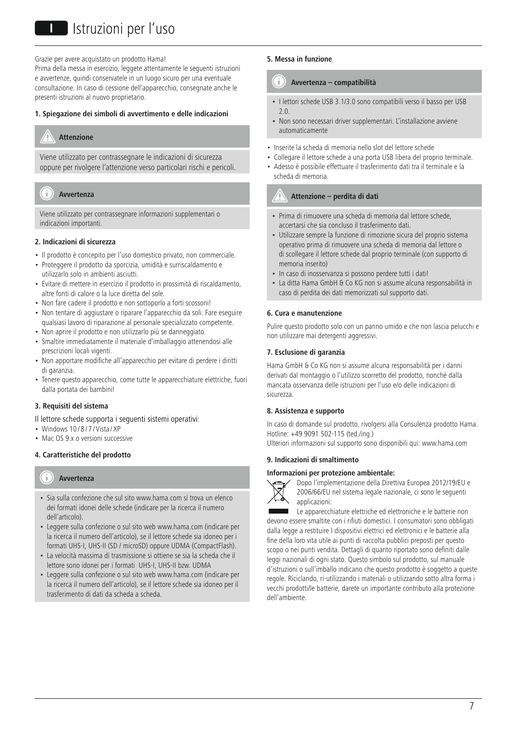# Istruzioni per l'uso

Grazie per avere acquistato un prodotto Hama!
Prima della messa in esercizio, leggete attentamente le seguenti istruzioni e avvertenze, quindi conservatele in un luogo sicuro per una eventuale consultazione. In caso di cessione dell'apparecchio, consegnate anche le presenti istruzioni al nuovo proprietario.

### 1. Spiegazione dei simboli di avvertimento e delle indicazioni

**Attenzione**

Viene utilizzato per contrassegnare le indicazioni di sicurezza oppure per rivolgere l'attenzione verso particolari rischi e pericoli.

**Avvertenza**

Viene utilizzato per contrassegnare informazioni supplementari o indicazioni importanti.

### 2. Indicazioni di sicurezza

- Il prodotto è concepito per l'uso domestico privato, non commerciale.
- Proteggere il prodotto da sporcizia, umidità e surriscaldamento e utilizzarlo solo in ambienti asciutti.
- Evitare di mettere in esercizio il prodotto in prossimità di riscaldamento, altre fonti di calore o la luce diretta del sole.
- Non fare cadere il prodotto e non sottoporlo a forti scossoni!
- Non tentare di aggiustare o riparare l'apparecchio da soli. Fare eseguire qualsiasi lavoro di riparazione al personale specializzato competente.
- Non aprire il prodotto e non utilizzarlo più se danneggiato.
- Smaltire immediatamente il materiale d'imballaggio attenendosi alle prescrizioni locali vigenti.
- Non apportare modifiche all'apparecchio per evitare di perdere i diritti di garanzia.
- Tenere questo apparecchio, come tutte le apparecchiature elettriche, fuori dalla portata dei bambini!

### 3. Requisiti del sistema

Il lettore schede supporta i seguenti sistemi operativi:

- Windows 10 / 8 / 7 / Vista / XP
- Mac OS 9.x o versioni successive

### 4. Caratteristiche del prodotto

**Avvertenza**

- Sia sulla confezione che sul sito www.hama.com si trova un elenco dei formati idonei delle schede (indicare per la ricerca il numero dell'articolo).
- Leggere sulla confezione o sul sito web www.hama.com (indicare per la ricerca il numero dell'articolo), se il lettore schede sia idoneo per i formati UHS-I, UHS-II (SD / microSD) oppure UDMA (CompactFlash).
- La velocità massima di trasmissione si ottiene se sia la scheda che il lettore sono idonei per i formati UHS-I, UHS-II bzw. UDMA
- Leggere sulla confezione o sul sito web www.hama.com (indicare per la ricerca il numero dell'articolo), se il lettore schede sia idoneo per il trasferimento di dati da scheda a scheda.

### 5. Messa in funzione

**Avvertenza – compatibilità**

- I lettori schede USB 3.1/3.0 sono compatibili verso il basso per USB 2.0.
- Non sono necessari driver supplementari. L'installazione avviene automaticamente

- Inserite la scheda di memoria nello slot del lettore schede
- Collegare il lettore schede a una porta USB libera del proprio terminale.
- Adesso è possibile effettuare il trasferimento dati tra il terminale e la scheda di memoria.

**Attenzione – perdita di dati**

- Prima di rimuovere una scheda di memoria dal lettore schede, accertarsi che sia concluso il trasferimento dati.
- Utilizzare sempre la funzione di rimozione sicura del proprio sistema operativo prima di rimuovere una scheda di memoria dal lettore o di scollegare il lettore schede dal proprio terminale (con supporto di memoria inserito)
- In caso di inosservanza si possono perdere tutti i dati!
- La ditta Hama GmbH & Co KG non si assume alcuna responsabilità in caso di perdita dei dati memorizzati sul supporto dati.

### 6. Cura e manutenzione

Pulire questo prodotto solo con un panno umido e che non lascia pelucchi e non utilizzare mai detergenti aggressivi.

### 7. Esclusione di garanzia

Hama GmbH & Co KG non si assume alcuna responsabilità per i danni derivati dal montaggio o l'utilizzo scorretto del prodotto, nonché dalla mancata osservanza delle istruzioni per l'uso e/o delle indicazioni di sicurezza.

### 8. Assistenza e supporto

In caso di domande sul prodotto, rivolgersi alla Consulenza prodotto Hama.
Hotline: +49 9091 502-115 (ted./ing.)
Ulteriori informazioni sul supporto sono disponibili qui: www.hama.com

### 9. Indicazioni di smaltimento

**Informazioni per protezione ambientale:**

Dopo l'implementazione della Direttiva Europea 2012/19/EU e 2006/66/EU nel sistema legale nazionale, ci sono le seguenti applicazioni:
Le apparecchiature elettriche ed elettroniche e le batterie non devono essere smaltite con i rifiuti domestici. I consumatori sono obbligati dalla legge a restituire I dispositivi elettrici ed elettronici e le batterie alla fine della loro vita utile ai punti di raccolta pubblici preposti per questo scopo o nei punti vendita. Dettagli di quanto riportato sono definiti dalle leggi nazionali di ogni stato. Questo simbolo sul prodotto, sul manuale d'istruzioni o sull'imballo indicano che questo prodotto è soggetto a queste regole. Riciclando, ri-utilizzando i materiali o utilizzando sotto altra forma i vecchi prodotti/le batterie, darete un importante contributo alla protezione dell'ambiente.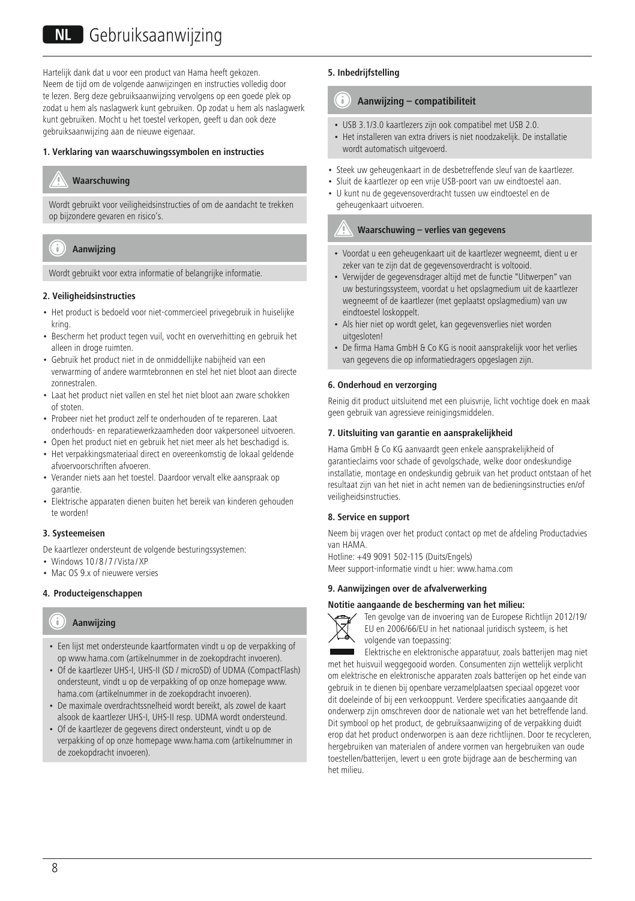# NL Gebruiksaanwijzing

Hartelijk dank dat u voor een product van Hama heeft gekozen. Neem de tijd om de volgende aanwijzingen en instructies volledig door te lezen. Berg deze gebruiksaanwijzing vervolgens op een goede plek op zodat u hem als naslagwerk kunt gebruiken. Op zodat u hem als naslagwerk kunt gebruiken. Mocht u het toestel verkopen, geeft u dan ook deze gebruiksaanwijzing aan de nieuwe eigenaar.

### 1. Verklaring van waarschuwingssymbolen en instructies

**Waarschuwing**

Wordt gebruikt voor veiligheidsinstructies of om de aandacht te trekken op bijzondere gevaren en risico's.

**Aanwijzing**

Wordt gebruikt voor extra informatie of belangrijke informatie.

### 2. Veiligheidsinstructies

- Het product is bedoeld voor niet-commercieel privegebruik in huiselijke kring.
- Bescherm het product tegen vuil, vocht en oververhitting en gebruik het alleen in droge ruimten.
- Gebruik het product niet in de onmiddellijke nabijheid van een verwarming of andere warmtebronnen en stel het niet bloot aan directe zonnestralen.
- Laat het product niet vallen en stel het niet bloot aan zware schokken of stoten.
- Probeer niet het product zelf te onderhouden of te repareren. Laat onderhouds- en reparatiewerkzaamheden door vakpersoneel uitvoeren.
- Open het product niet en gebruik het niet meer als het beschadigd is.
- Het verpakkingsmateriaal direct en overeenkomstig de lokaal geldende afvoervoorschriften afvoeren.
- Verander niets aan het toestel. Daardoor vervalt elke aanspraak op garantie.
- Elektrische apparaten dienen buiten het bereik van kinderen gehouden te worden!

### 3. Systeemeisen

De kaartlezer ondersteunt de volgende besturingssystemen:

- Windows 10 / 8 / 7 / Vista / XP
- Mac OS 9.x of nieuwere versies

### 4. Producteigenschappen

**Aanwijzing**

- Een lijst met ondersteunde kaartformaten vindt u op de verpakking of op www.hama.com (artikelnummer in de zoekopdracht invoeren).
- Of de kaartlezer UHS-I, UHS-II (SD / microSD) of UDMA (CompactFlash) ondersteunt, vindt u op de verpakking of op onze homepage www.hama.com (artikelnummer in de zoekopdracht invoeren).
- De maximale overdrachtssnelheid wordt bereikt, als zowel de kaart alsook de kaartlezer UHS-I, UHS-II resp. UDMA wordt ondersteund.
- Of de kaartlezer de gegevens direct ondersteunt, vindt u op de verpakking of op onze homepage www.hama.com (artikelnummer in de zoekopdracht invoeren).

### 5. Inbedrijfstelling

**Aanwijzing – compatibiliteit**

- USB 3.1/3.0 kaartlezers zijn ook compatibel met USB 2.0.
- Het installeren van extra drivers is niet noodzakelijk. De installatie wordt automatisch uitgevoerd.

- Steek uw geheugenkaart in de desbetreffende sleuf van de kaartlezer.
- Sluit de kaartlezer op een vrije USB-poort van uw eindtoestel aan.
- U kunt nu de gegevensoverdracht tussen uw eindtoestel en de geheugenkaart uitvoeren.

**Waarschuwing – verlies van gegevens**

- Voordat u een geheugenkaart uit de kaartlezer wegneemt, dient u er zeker van te zijn dat de gegevensoverdracht is voltooid.
- Verwijder de gegevensdrager altijd met de functie "Uitwerpen" van uw besturingssysteem, voordat u het opslagmedium uit de kaartlezer wegneemt of de kaartlezer (met geplaatst opslagmedium) van uw eindtoestel loskoppelt.
- Als hier niet op wordt gelet, kan gegevensverlies niet worden uitgesloten!
- De firma Hama GmbH & Co KG is nooit aansprakelijk voor het verlies van gegevens die op informatiedragers opgeslagen zijn.

### 6. Onderhoud en verzorging

Reinig dit product uitsluitend met een pluisvrije, licht vochtige doek en maak geen gebruik van agressieve reinigingsmiddelen.

### 7. Uitsluiting van garantie en aansprakelijkheid

Hama GmbH & Co KG aanvaardt geen enkele aansprakelijkheid of garantieclaims voor schade of gevolgschade, welke door ondeskundige installatie, montage en ondeskundig gebruik van het product ontstaan of het resultaat zijn van het niet in acht nemen van de bedieningsinstructies en/of veiligheidsinstructies.

### 8. Service en support

Neem bij vragen over het product contact op met de afdeling Productadvies van HAMA.

Hotline: +49 9091 502-115 (Duits/Engels)

Meer support-informatie vindt u hier: www.hama.com

### 9. Aanwijzingen over de afvalverwerking

**Notitie aangaande de bescherming van het milieu:**

Ten gevolge van de invoering van de Europese Richtlijn 2012/19/EU en 2006/66/EU in het nationaal juridisch systeem, is het volgende van toepassing:

Elektrische en elektronische apparatuur, zoals batterijen mag niet met het huisvuil weggegooid worden. Consumenten zijn wettelijk verplicht om elektrische en elektronische apparaten zoals batterijen op het einde van gebruik in te dienen bij openbare verzamelplaatsen speciaal opgezet voor dit doeleinde of bij een verkooppunt. Verdere specificaties aangaande dit onderwerp zijn omschreven door de nationale wet van het betreffende land. Dit symbool op het product, de gebruiksaanwijzing of de verpakking duidt erop dat het product onderworpen is aan deze richtlijnen. Door te recycleren, hergebruiken van materialen of andere vormen van hergebruiken van oude toestellen/batterijen, levert u een grote bijdrage aan de bescherming van het milieu.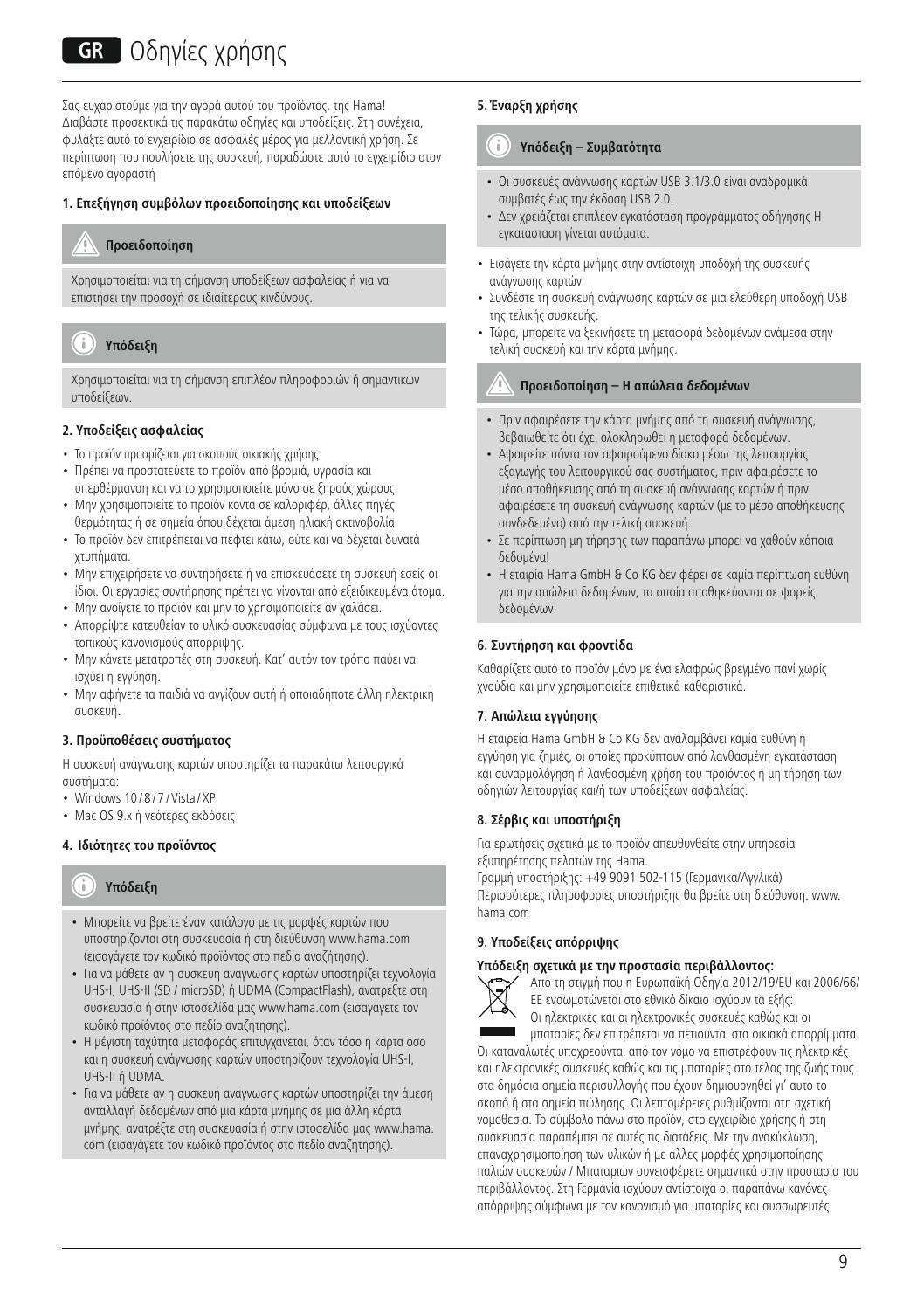# GR Οδηγίες χρήσης

Σας ευχαριστούμε για την αγορά αυτού του προϊόντος. της Hama! Διαβάστε προσεκτικά τις παρακάτω οδηγίες και υποδείξεις. Στη συνέχεια, φυλάξτε αυτό το εγχειρίδιο σε ασφαλές μέρος για μελλοντική χρήση. Σε περίπτωση που πουλήσετε της συσκευή, παραδώστε αυτό το εγχειρίδιο στον επόμενο αγοραστή

### 1. Επεξήγηση συμβόλων προειδοποίησης και υποδείξεων

**Προειδοποίηση**

Χρησιμοποιείται για τη σήμανση υποδείξεων ασφαλείας ή για να επιστήσει την προσοχή σε ιδιαίτερους κινδύνους.

**Υπόδειξη**

Χρησιμοποιείται για τη σήμανση επιπλέον πληροφοριών ή σημαντικών υποδείξεων.

### 2. Υποδείξεις ασφαλείας

- Το προϊόν προορίζεται για σκοπούς οικιακής χρήσης.
- Πρέπει να προστατεύετε το προϊόν από βρομιά, υγρασία και υπερθέρμανση και να το χρησιμοποιείτε μόνο σε ξηρούς χώρους.
- Μην χρησιμοποιείτε το προϊόν κοντά σε καλοριφέρ, άλλες πηγές θερμότητας ή σε σημεία όπου δέχεται άμεση ηλιακή ακτινοβολία
- Το προϊόν δεν επιτρέπεται να πέφτει κάτω, ούτε και να δέχεται δυνατά χτυπήματα.
- Μην επιχειρήσετε να συντηρήσετε ή να επισκευάσετε τη συσκευή εσείς οι ίδιοι. Οι εργασίες συντήρησης πρέπει να γίνονται από εξειδικευμένα άτομα.
- Μην ανοίγετε το προϊόν και μην το χρησιμοποιείτε αν χαλάσει.
- Απορρίψτε κατευθείαν το υλικό συσκευασίας σύμφωνα με τους ισχύοντες τοπικούς κανονισμούς απόρριψης.
- Μην κάνετε μετατροπές στη συσκευή. Κατ' αυτόν τον τρόπο παύει να ισχύει η εγγύηση.
- Μην αφήνετε τα παιδιά να αγγίζουν αυτή ή οποιαδήποτε άλλη ηλεκτρική συσκευή.

### 3. Προϋποθέσεις συστήματος

Η συσκευή ανάγνωσης καρτών υποστηρίζει τα παρακάτω λειτουργικά συστήματα:

- Windows 10 / 8 / 7 / Vista / XP
- Mac OS 9.x ή νεότερες εκδόσεις

### 4. Ιδιότητες του προϊόντος

**Υπόδειξη**

- Μπορείτε να βρείτε έναν κατάλογο με τις μορφές καρτών που υποστηρίζονται στη συσκευασία ή στη διεύθυνση www.hama.com (εισαγάγετε τον κωδικό προϊόντος στο πεδίο αναζήτησης).
- Για να μάθετε αν η συσκευή ανάγνωσης καρτών υποστηρίζει τεχνολογία UHS-I, UHS-II (SD / microSD) ή UDMA (CompactFlash), ανατρέξτε στη συσκευασία ή στην ιστοσελίδα μας www.hama.com (εισαγάγετε τον κωδικό προϊόντος στο πεδίο αναζήτησης).
- Η μέγιστη ταχύτητα μεταφοράς επιτυγχάνεται, όταν τόσο η κάρτα όσο και η συσκευή ανάγνωσης καρτών υποστηρίζουν τεχνολογία UHS-I, UHS-II ή UDMA.
- Για να μάθετε αν η συσκευή ανάγνωσης καρτών υποστηρίζει την άμεση ανταλλαγή δεδομένων από μια κάρτα μνήμης σε μια άλλη κάρτα μνήμης, ανατρέξτε στη συσκευασία ή στην ιστοσελίδα μας www.hama.com (εισαγάγετε τον κωδικό προϊόντος στο πεδίο αναζήτησης).

### 5. Έναρξη χρήσης

**Υπόδειξη – Συμβατότητα**

- Οι συσκευές ανάγνωσης καρτών USB 3.1/3.0 είναι αναδρομικά συμβατές έως την έκδοση USB 2.0.
- Δεν χρειάζεται επιπλέον εγκατάσταση προγράμματος οδήγησης Η εγκατάσταση γίνεται αυτόματα.

- Εισάγετε την κάρτα μνήμης στην αντίστοιχη υποδοχή της συσκευής ανάγνωσης καρτών
- Συνδέστε τη συσκευή ανάγνωσης καρτών σε μια ελεύθερη υποδοχή USB της τελικής συσκευής.
- Τώρα, μπορείτε να ξεκινήσετε τη μεταφορά δεδομένων ανάμεσα στην τελική συσκευή και την κάρτα μνήμης.

**Προειδοποίηση – Η απώλεια δεδομένων**

- Πριν αφαιρέσετε την κάρτα μνήμης από τη συσκευή ανάγνωσης, βεβαιωθείτε ότι έχει ολοκληρωθεί η μεταφορά δεδομένων.
- Αφαιρείτε πάντα τον αφαιρούμενο δίσκο μέσω της λειτουργίας εξαγωγής του λειτουργικού σας συστήματος, πριν αφαιρέσετε το μέσο αποθήκευσης από τη συσκευή ανάγνωσης καρτών ή πριν αφαιρέσετε τη συσκευή ανάγνωσης καρτών (με το μέσο αποθήκευσης συνδεδεμένο) από την τελική συσκευή.
- Σε περίπτωση μη τήρησης των παραπάνω μπορεί να χαθούν κάποια δεδομένα!
- Η εταιρία Hama GmbH & Co KG δεν φέρει σε καμία περίπτωση ευθύνη για την απώλεια δεδομένων, τα οποία αποθηκεύονται σε φορείς δεδομένων.

### 6. Συντήρηση και φροντίδα

Καθαρίζετε αυτό το προϊόν μόνο με ένα ελαφρώς βρεγμένο πανί χωρίς χνούδια και μην χρησιμοποιείτε επιθετικά καθαριστικά.

### 7. Απώλεια εγγύησης

Η εταιρεία Hama GmbH & Co KG δεν αναλαμβάνει καμία ευθύνη ή εγγύηση για ζημιές, οι οποίες προκύπτουν από λανθασμένη εγκατάσταση και συναρμολόγηση ή λανθασμένη χρήση του προϊόντος ή μη τήρηση των οδηγιών λειτουργίας και/ή των υποδείξεων ασφαλείας.

### 8. Σέρβις και υποστήριξη

Για ερωτήσεις σχετικά με το προϊόν απευθυνθείτε στην υπηρεσία εξυπηρέτησης πελατών της Hama.
Γραμμή υποστήριξης: +49 9091 502-115 (Γερμανικά/Αγγλικά)
Περισσότερες πληροφορίες υποστήριξης θα βρείτε στη διεύθυνση: www.hama.com

### 9. Υποδείξεις απόρριψης

**Υπόδειξη σχετικά με την προστασία περιβάλλοντος:**

Από τη στιγμή που η Ευρωπαϊκή Οδηγία 2012/19/EU και 2006/66/ΕΕ ενσωματώνεται στο εθνικό δίκαιο ισχύουν τα εξής: Οι ηλεκτρικές και οι ηλεκτρονικές συσκευές καθώς και οι μπαταρίες δεν επιτρέπεται να πετιούνται στα οικιακά απορρίμματα. Οι καταναλωτές υποχρεούνται από τον νόμο να επιστρέφουν τις ηλεκτρικές και ηλεκτρονικές συσκευές καθώς και τις μπαταρίες στο τέλος της ζωής τους στα δημόσια σημεία περισυλλογής που έχουν δημιουργηθεί γι' αυτό το σκοπό ή στα σημεία πώλησης. Οι λεπτομέρειες ρυθμίζονται στη σχετική νομοθεσία. Το σύμβολο πάνω στο προϊόν, στο εγχειρίδιο χρήσης ή στη συσκευασία παραπέμπει σε αυτές τις διατάξεις. Με την ανακύκλωση, επαναχρησιμοποίηση των υλικών ή με άλλες μορφές χρησιμοποίησης παλιών συσκευών / Μπαταριών συνεισφέρετε σημαντικά στην προστασία του περιβάλλοντος. Στη Γερμανία ισχύουν αντίστοιχα οι παραπάνω κανόνες απόρριψης σύμφωνα με τον κανονισμό για μπαταρίες και συσσωρευτές.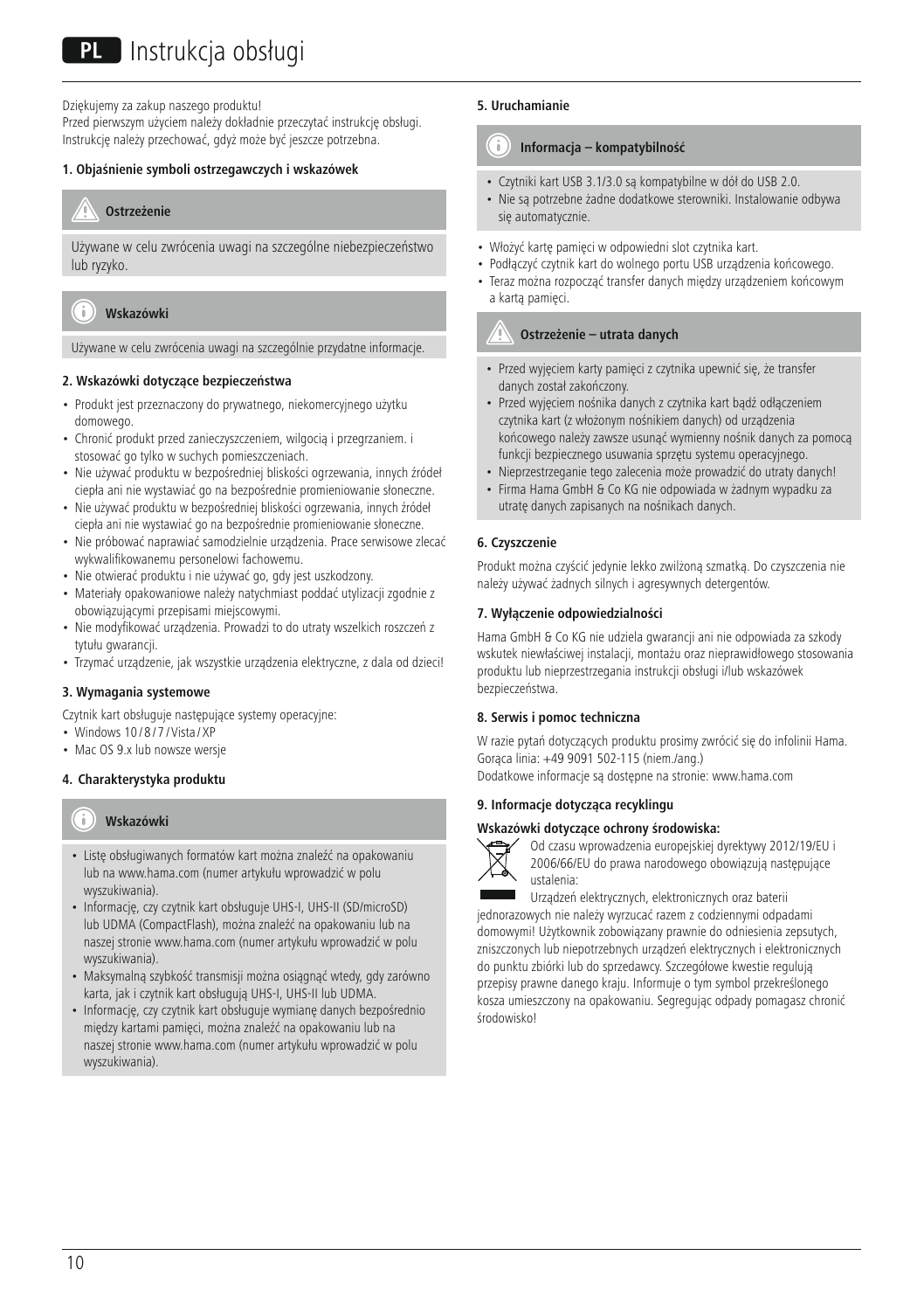# PL Instrukcja obsługi

Dziękujemy za zakup naszego produktu!
Przed pierwszym użyciem należy dokładnie przeczytać instrukcję obsługi. Instrukcję należy przechować, gdyż może być jeszcze potrzebna.

### 1. Objaśnienie symboli ostrzegawczych i wskazówek

**Ostrzeżenie**

Używane w celu zwrócenia uwagi na szczególne niebezpieczeństwo lub ryzyko.

**Wskazówki**

Używane w celu zwrócenia uwagi na szczególnie przydatne informacje.

### 2. Wskazówki dotyczące bezpieczeństwa

- Produkt jest przeznaczony do prywatnego, niekomercyjnego użytku domowego.
- Chronić produkt przed zanieczyszczeniem, wilgocią i przegrzaniem. i stosować go tylko w suchych pomieszczeniach.
- Nie używać produktu w bezpośredniej bliskości ogrzewania, innych źródeł ciepła ani nie wystawiać go na bezpośrednie promieniowanie słoneczne.
- Nie używać produktu w bezpośredniej bliskości ogrzewania, innych źródeł ciepła ani nie wystawiać go na bezpośrednie promieniowanie słoneczne.
- Nie próbować naprawiać samodzielnie urządzenia. Prace serwisowe zlecać wykwalifikowanemu personelowi fachowemu.
- Nie otwierać produktu i nie używać go, gdy jest uszkodzony.
- Materiały opakowaniowe należy natychmiast poddać utylizacji zgodnie z obowiązującymi przepisami miejscowymi.
- Nie modyfikować urządzenia. Prowadzi to do utraty wszelkich roszczeń z tytułu gwarancji.
- Trzymać urządzenie, jak wszystkie urządzenia elektryczne, z dala od dzieci!

### 3. Wymagania systemowe

Czytnik kart obsługuje następujące systemy operacyjne:

- Windows 10/8/7/Vista/XP
- Mac OS 9.x lub nowsze wersje

### 4. Charakterystyka produktu

**Wskazówki**

- Listę obsługiwanych formatów kart można znaleźć na opakowaniu lub na www.hama.com (numer artykułu wprowadzić w polu wyszukiwania).
- Informację, czy czytnik kart obsługuje UHS-I, UHS-II (SD/microSD) lub UDMA (CompactFlash), można znaleźć na opakowaniu lub na naszej stronie www.hama.com (numer artykułu wprowadzić w polu wyszukiwania).
- Maksymalną szybkość transmisji można osiągnąć wtedy, gdy zarówno karta, jak i czytnik kart obsługują UHS-I, UHS-II lub UDMA.
- Informację, czy czytnik kart obsługuje wymianę danych bezpośrednio między kartami pamięci, można znaleźć na opakowaniu lub na naszej stronie www.hama.com (numer artykułu wprowadzić w polu wyszukiwania).

### 5. Uruchamianie

**Informacja – kompatybilność**

- Czytniki kart USB 3.1/3.0 są kompatybilne w dół do USB 2.0.
- Nie są potrzebne żadne dodatkowe sterowniki. Instalowanie odbywa się automatycznie.

- Włożyć kartę pamięci w odpowiedni slot czytnika kart.
- Podłączyć czytnik kart do wolnego portu USB urządzenia końcowego.
- Teraz można rozpocząć transfer danych między urządzeniem końcowym a kartą pamięci.

**Ostrzeżenie – utrata danych**

- Przed wyjęciem karty pamięci z czytnika upewnić się, że transfer danych został zakończony.
- Przed wyjęciem nośnika danych z czytnika kart bądź odłączeniem czytnika kart (z włożonym nośnikiem danych) od urządzenia końcowego należy zawsze usunąć wymienny nośnik danych za pomocą funkcji bezpiecznego usuwania sprzętu systemu operacyjnego.
- Nieprzestrzeganie tego zalecenia może prowadzić do utraty danych!
- Firma Hama GmbH & Co KG nie odpowiada w żadnym wypadku za utratę danych zapisanych na nośnikach danych.

### 6. Czyszczenie

Produkt można czyścić jedynie lekko zwilżoną szmatką. Do czyszczenia nie należy używać żadnych silnych i agresywnych detergentów.

### 7. Wyłączenie odpowiedzialności

Hama GmbH & Co KG nie udziela gwarancji ani nie odpowiada za szkody wskutek niewłaściwej instalacji, montażu oraz nieprawidłowego stosowania produktu lub nieprzestrzegania instrukcji obsługi i/lub wskazówek bezpieczeństwa.

### 8. Serwis i pomoc techniczna

W razie pytań dotyczących produktu prosimy zwrócić się do infolinii Hama.
Gorąca linia: +49 9091 502-115 (niem./ang.)
Dodatkowe informacje są dostępne na stronie: www.hama.com

### 9. Informacje dotycząca recyklingu

**Wskazówki dotyczące ochrony środowiska:**

Od czasu wprowadzenia europejskiej dyrektywy 2012/19/EU i 2006/66/EU do prawa narodowego obowiązują następujące ustalenia:
Urządzeń elektrycznych, elektronicznych oraz baterii jednorazowych nie należy wyrzucać razem z codziennymi odpadami domowymi! Użytkownik zobowiązany prawnie do odniesienia zepsutych, zniszczonych lub niepotrzebnych urządzeń elektrycznych i elektronicznych do punktu zbiórki lub do sprzedawcy. Szczegółowe kwestie regulują przepisy prawne danego kraju. Informuje o tym symbol przekreślonego kosza umieszczony na opakowaniu. Segregując odpady pomagasz chronić środowisko!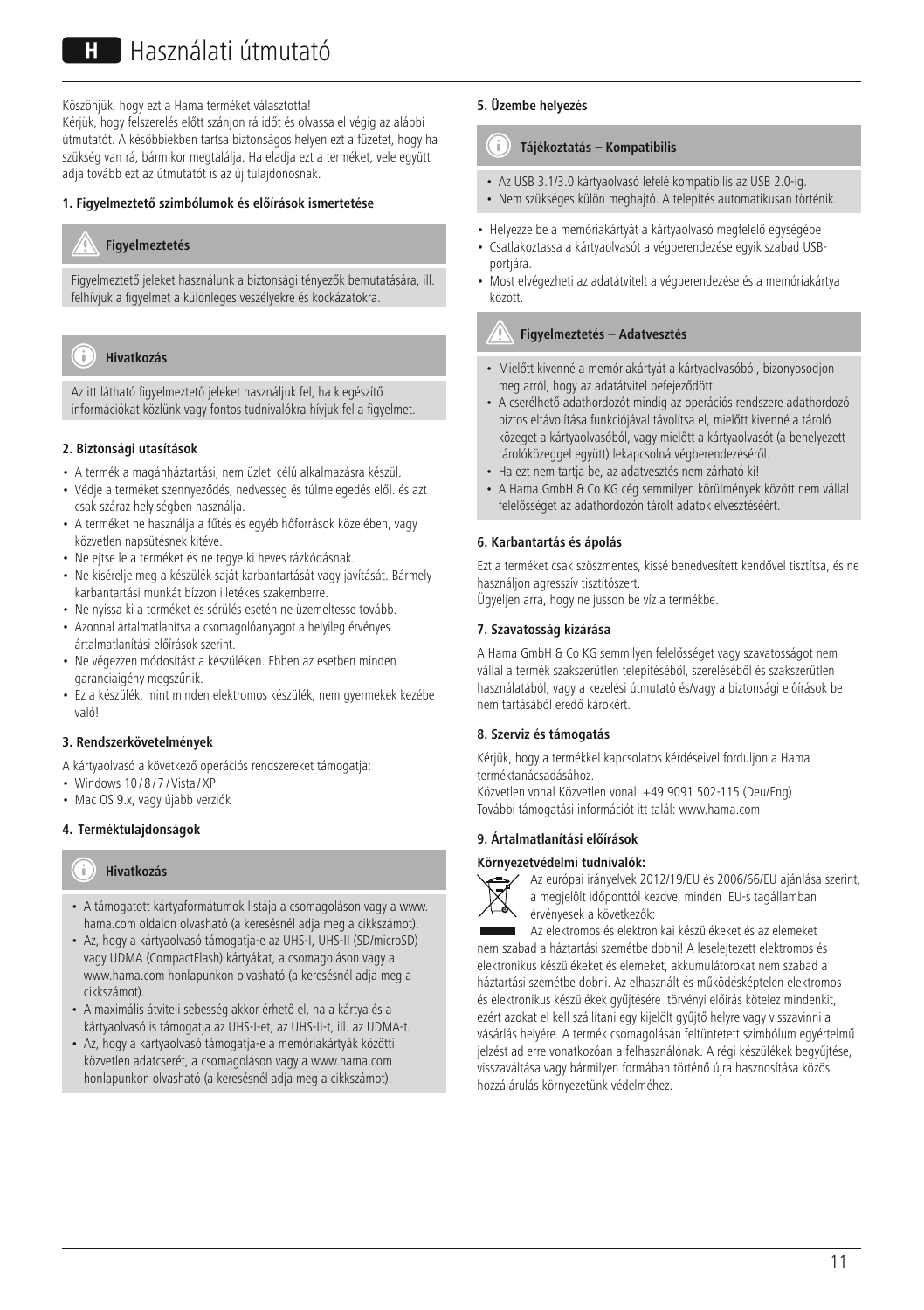# H Használati útmutató

Köszönjük, hogy ezt a Hama terméket választotta!
Kérjük, hogy felszerelés előtt szánjon rá időt és olvassa el végig az alábbi útmutatót. A későbbiekben tartsa biztonságos helyen ezt a füzetet, hogy ha szükség van rá, bármikor megtalálja. Ha eladja ezt a terméket, vele együtt adja tovább ezt az útmutatót is az új tulajdonosnak.

#### 1. Figyelmeztető szimbólumok és előírások ismertetése

**Figyelmeztetés**

Figyelmeztető jeleket használunk a biztonsági tényezők bemutatására, ill. felhívjuk a figyelmet a különleges veszélyekre és kockázatokra.

**Hivatkozás**

Az itt látható figyelmeztető jeleket használjuk fel, ha kiegészítő információkat közlünk vagy fontos tudnivalókra hívjuk fel a figyelmet.

#### 2. Biztonsági utasítások

- A termék a magánháztartási, nem üzleti célú alkalmazásra készül.
- Védje a terméket szennyeződés, nedvesség és túlmelegedés elől. és azt csak száraz helyiségben használja.
- A terméket ne használja a fűtés és egyéb hőforrások közelében, vagy közvetlen napsütésnek kitéve.
- Ne ejtse le a terméket és ne tegye ki heves rázkódásnak.
- Ne kísérelje meg a készülék saját karbantartását vagy javítását. Bármely karbantartási munkát bízzon illetékes szakemberre.
- Ne nyissa ki a terméket és sérülés esetén ne üzemeltesse tovább.
- Azonnal ártalmatlanítsa a csomagolóanyagot a helyileg érvényes ártalmatlanítási előírások szerint.
- Ne végezzen módosítást a készüléken. Ebben az esetben minden garanciaigény megszűnik.
- Ez a készülék, mint minden elektromos készülék, nem gyermekek kezébe való!

#### 3. Rendszerkövetelmények

A kártyaolvasó a következő operációs rendszereket támogatja:

- Windows 10 / 8 / 7 / Vista / XP
- Mac OS 9.x, vagy újabb verziók

#### 4. Terméktulajdonságok

**Hivatkozás**

- A támogatott kártyaformátumok listája a csomagoláson vagy a www.hama.com oldalon olvasható (a keresésnél adja meg a cikkszámot).
- Az, hogy a kártyaolvasó támogatja-e az UHS-I, UHS-II (SD/microSD) vagy UDMA (CompactFlash) kártyákat, a csomagoláson vagy a www.hama.com honlapunkon olvasható (a keresésnél adja meg a cikkszámot).
- A maximális átviteli sebesség akkor érhető el, ha a kártya és a kártyaolvasó is támogatja az UHS-I-et, az UHS-II-t, ill. az UDMA-t.
- Az, hogy a kártyaolvasó támogatja-e a memóriakártyák közötti közvetlen adatcserét, a csomagoláson vagy a www.hama.com honlapunkon olvasható (a keresésnél adja meg a cikkszámot).

#### 5. Üzembe helyezés

**Tájékoztatás – Kompatibilis**

- Az USB 3.1/3.0 kártyaolvasó lefelé kompatibilis az USB 2.0-ig.
- Nem szükséges külön meghajtó. A telepítés automatikusan történik.

- Helyezze be a memóriakártyát a kártyaolvasó megfelelő egységébe
- Csatlakoztassa a kártyaolvasót a végberendezése egyik szabad USB-portjára.
- Most elvégezheti az adatátvitelt a végberendezése és a memóriakártya között.

**Figyelmeztetés – Adatvesztés**

- Mielőtt kivenné a memóriakártyát a kártyaolvasóból, bizonyosodjon meg arról, hogy az adatátvitel befejeződött.
- A cserélhető adathordozót mindig az operációs rendszere adathordozó biztos eltávolítása funkciójával távolítsa el, mielőtt kivenné a tároló közeget a kártyaolvasóból, vagy mielőtt a kártyaolvasót (a behelyezett tárolóközeggel együtt) lekapcsolná végberendezéséről.
- Ha ezt nem tartja be, az adatvesztés nem zárható ki!
- A Hama GmbH & Co KG cég semmilyen körülmények között nem vállal felelősséget az adathordozón tárolt adatok elvesztéséért.

#### 6. Karbantartás és ápolás

Ezt a terméket csak szöszmentes, kissé benedvesített kendővel tisztítsa, és ne használjon agresszív tisztítószert.
Ügyeljen arra, hogy ne jusson be víz a termékbe.

#### 7. Szavatosság kizárása

A Hama GmbH & Co KG semmilyen felelősséget vagy szavatosságot nem vállal a termék szakszerűtlen telepítéséből, szereléséből és szakszerűtlen használatából, vagy a kezelési útmutató és/vagy a biztonsági előírások be nem tartásából eredő károkért.

#### 8. Szervíz és támogatás

Kérjük, hogy a termékkel kapcsolatos kérdéseivel forduljon a Hama terméktanácsadásához.
Közvetlen vonal Közvetlen vonal: +49 9091 502-115 (Deu/Eng)
További támogatási információt itt talál: www.hama.com

#### 9. Ártalmatlanítási előírások

**Környezetvédelmi tudnivalók:**

Az európai irányelvek 2012/19/EU és 2006/66/EU ajánlása szerint, a megjelölt időponttól kezdve, minden EU-s tagállamban érvényesek a következők:
Az elektromos és elektronikai készülékeket és az elemeket nem szabad a háztartási szemétbe dobni! A leselejtezett elektromos és elektronikus készülékeket és elemeket, akkumulátorokat nem szabad a háztartási szemétbe dobni. Az elhasznált és működésképtelen elektromos és elektronikus készülékek gyűjtésére törvényi előírás kötelez mindenkit, ezért azokat el kell szállítani egy kijelölt gyűjtő helyre vagy visszavinni a vásárlás helyére. A termék csomagolásán feltüntetett szimbólum egyértelmű jelzést ad erre vonatkozóan a felhasználónak. A régi készülékek begyűjtése, visszaváltása vagy bármilyen formában történő újra hasznosítása közös hozzájárulás környezetünk védelméhez.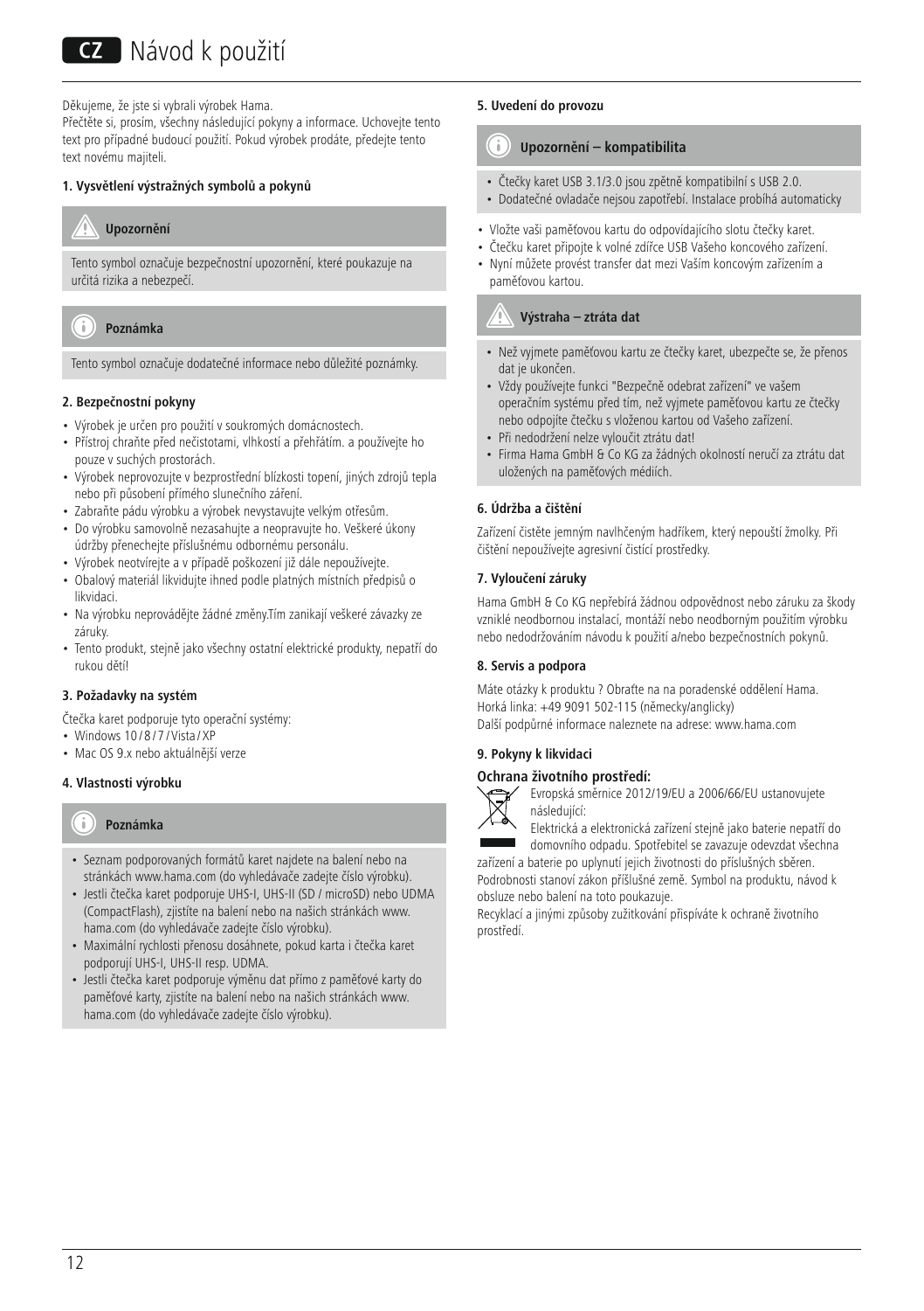# CZ Návod k použití

Děkujeme, že jste si vybrali výrobek Hama.
Přečtěte si, prosím, všechny následující pokyny a informace. Uchovejte tento text pro případné budoucí použití. Pokud výrobek prodáte, předejte tento text novému majiteli.

**1. Vysvětlení výstražných symbolů a pokynů**

**Upozornění**

Tento symbol označuje bezpečnostní upozornění, které poukazuje na určitá rizika a nebezpečí.

**Poznámka**

Tento symbol označuje dodatečné informace nebo důležité poznámky.

**2. Bezpečnostní pokyny**

- Výrobek je určen pro použití v soukromých domácnostech.
- Přístroj chraňte před nečistotami, vlhkostí a přehřátím. a používejte ho pouze v suchých prostorách.
- Výrobek neprovozujte v bezprostřední blízkosti topení, jiných zdrojů tepla nebo při působení přímého slunečního záření.
- Zabraňte pádu výrobku a výrobek nevystavujte velkým otřesům.
- Do výrobku samovolně nezasahujte a neopravujte ho. Veškeré úkony údržby přenechejte příslušnému odbornému personálu.
- Výrobek neotvírejte a v případě poškození již dále nepoužívejte.
- Obalový materiál likvidujte ihned podle platných místních předpisů o likvidaci.
- Na výrobku neprovádějte žádné změny.Tím zanikají veškeré závazky ze záruky.
- Tento produkt, stejně jako všechny ostatní elektrické produkty, nepatří do rukou dětí!

**3. Požadavky na systém**

Čtečka karet podporuje tyto operační systémy:

- Windows 10 / 8 / 7 / Vista / XP
- Mac OS 9.x nebo aktuálnější verze

**4. Vlastnosti výrobku**

**Poznámka**

- Seznam podporovaných formátů karet najdete na balení nebo na stránkách www.hama.com (do vyhledávače zadejte číslo výrobku).
- Jestli čtečka karet podporuje UHS-I, UHS-II (SD / microSD) nebo UDMA (CompactFlash), zjistíte na balení nebo na našich stránkách www.hama.com (do vyhledávače zadejte číslo výrobku).
- Maximální rychlosti přenosu dosáhnete, pokud karta i čtečka karet podporují UHS-I, UHS-II resp. UDMA.
- Jestli čtečka karet podporuje výměnu dat přímo z paměťové karty do paměťové karty, zjistíte na balení nebo na našich stránkách www.hama.com (do vyhledávače zadejte číslo výrobku).

**5. Uvedení do provozu**

**Upozornění – kompatibilita**

- Čtečky karet USB 3.1/3.0 jsou zpětně kompatibilní s USB 2.0.
- Dodatečné ovladače nejsou zapotřebí. Instalace probíhá automaticky

- Vložte vaši paměťovou kartu do odpovídajícího slotu čtečky karet.
- Čtečku karet připojte k volné zdířce USB Vašeho koncového zařízení.
- Nyní můžete provést transfer dat mezi Vaším koncovým zařízením a paměťovou kartou.

**Výstraha – ztráta dat**

- Než vyjmete paměťovou kartu ze čtečky karet, ubezpečte se, že přenos dat je ukončen.
- Vždy používejte funkci "Bezpečně odebrat zařízení" ve vašem operačním systému před tím, než vyjmete paměťovou kartu ze čtečky nebo odpojíte čtečku s vloženou kartou od Vašeho zařízení.
- Při nedodržení nelze vyloučit ztrátu dat!
- Firma Hama GmbH & Co KG za žádných okolností neručí za ztrátu dat uložených na paměťových médiích.

**6. Údržba a čištění**

Zařízení čistěte jemným navlhčeným hadříkem, který nepouští žmolky. Při čištění nepoužívejte agresivní čistící prostředky.

**7. Vyloučení záruky**

Hama GmbH & Co KG nepřebírá žádnou odpovědnost nebo záruku za škody vzniklé neodbornou instalací, montáží nebo neodborným použitím výrobku nebo nedodržováním návodu k použití a/nebo bezpečnostních pokynů.

**8. Servis a podpora**

Máte otázky k produktu ? Obraťte na na poradenské oddělení Hama.
Horká linka: +49 9091 502-115 (německy/anglicky)
Další podpůrné informace naleznete na adrese: www.hama.com

**9. Pokyny k likvidaci**

**Ochrana životního prostředí:**

Evropská směrnice 2012/19/EU a 2006/66/EU ustanovujete následující:
Elektrická a elektronická zařízení stejně jako baterie nepatří do domovního odpadu. Spotřebitel se zavazuje odevzdat všechna zařízení a baterie po uplynutí jejich životnosti do příslušných sběren. Podrobnosti stanoví zákon příslušné země. Symbol na produktu, návod k obsluze nebo balení na toto poukazuje.
Recyklací a jinými způsoby zužitkování přispíváte k ochraně životního prostředí.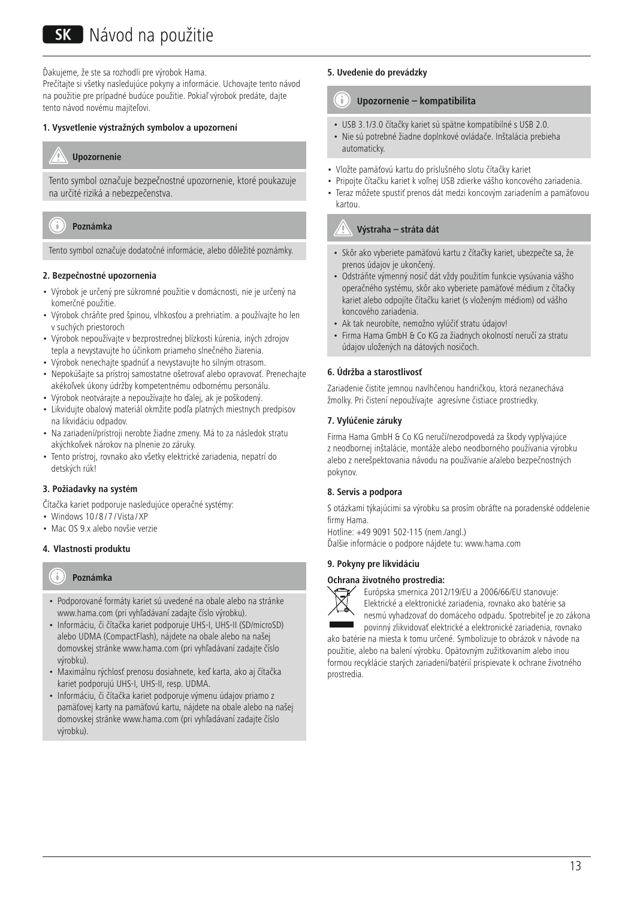# SK Návod na použitie

Ďakujeme, že ste sa rozhodli pre výrobok Hama.
Prečítajte si všetky nasledujúce pokyny a informácie. Uchovajte tento návod na použitie pre prípadné budúce použitie. Pokiaľ výrobok predáte, dajte tento návod novému majiteľovi.

**1. Vysvetlenie výstražných symbolov a upozornení**

**Upozornenie**

Tento symbol označuje bezpečnostné upozornenie, ktoré poukazuje na určité riziká a nebezpečenstva.

**Poznámka**

Tento symbol označuje dodatočné informácie, alebo dôležité poznámky.

**2. Bezpečnostné upozornenia**

- Výrobok je určený pre súkromné použitie v domácnosti, nie je určený na komerčné použitie.
- Výrobok chráňte pred špinou, vlhkosťou a prehriatím. a používajte ho len v suchých priestoroch
- Výrobok nepoužívajte v bezprostrednej blízkosti kúrenia, iných zdrojov tepla a nevystavujte ho účinkom priameho slnečného žiarenia.
- Výrobok nenechajte spadnúť a nevystavujte ho silným otrasom.
- Nepokúšajte sa prístroj samostatne ošetrovať alebo opravovať. Prenechajte akékoľvek úkony údržby kompetentnému odbornému personálu.
- Výrobok neotvárajte a nepoužívajte ho ďalej, ak je poškodený.
- Likvidujte obalový materiál okmžite podľa platných miestnych predpisov na likvidáciu odpadov.
- Na zariadení/prístroji nerobte žiadne zmeny. Má to za následok stratu akýchkoľvek nárokov na plnenie zo záruky.
- Tento prístroj, rovnako ako všetky elektrické zariadenia, nepatrí do detských rúk!

**3. Požiadavky na systém**

Čítačka kariet podporuje nasledujúce operačné systémy:

- Windows 10 / 8 / 7 / Vista / XP
- Mac OS 9.x alebo novšie verzie

**4. Vlastnosti produktu**

**Poznámka**

- Podporované formáty kariet sú uvedené na obale alebo na stránke www.hama.com (pri vyhľadávaní zadajte číslo výrobku).
- Informáciu, či čítačka kariet podporuje UHS-I, UHS-II (SD/microSD) alebo UDMA (CompactFlash), nájdete na obale alebo na našej domovskej stránke www.hama.com (pri vyhľadávaní zadajte číslo výrobku).
- Maximálnu rýchlosť prenosu dosiahnete, keď karta, ako aj čítačka kariet podporujú UHS-I, UHS-II, resp. UDMA.
- Informáciu, či čítačka kariet podporuje výmenu údajov priamo z pamäťovej karty na pamäťovú kartu, nájdete na obale alebo na našej domovskej stránke www.hama.com (pri vyhľadávaní zadajte číslo výrobku).

**5. Uvedenie do prevádzky**

**Upozornenie – kompatibilita**

- USB 3.1/3.0 čítačky kariet sú spätne kompatibilné s USB 2.0.
- Nie sú potrebné žiadne doplnkové ovládače. Inštalácia prebieha automaticky.

- Vložte pamäťovú kartu do príslušného slotu čítačky kariet
- Pripojte čítačku kariet k voľnej USB zdierke vášho koncového zariadenia.
- Teraz môžete spustiť prenos dát medzi koncovým zariadením a pamäťovou kartou.

**Výstraha – strata dát**

- Skôr ako vyberiete pamäťovú kartu z čítačky kariet, ubezpečte sa, že prenos údajov je ukončený.
- Odstráňte výmenný nosič dát vždy použitím funkcie vysúvania vášho operačného systému, skôr ako vyberiete pamäťové médium z čítačky kariet alebo odpojíte čítačku kariet (s vloženým médiom) od vášho koncového zariadenia.
- Ak tak neurobíte, nemožno vylúčiť stratu údajov!
- Firma Hama GmbH & Co KG za žiadnych okolností neručí za stratu údajov uložených na dátových nosičoch.

**6. Údržba a starostlivosť**

Zariadenie čistite jemnou navlhčenou handričkou, ktorá nezanecháva žmolky. Pri čistení nepoužívajte agresívne čistiace prostriedky.

**7. Vylúčenie záruky**

Firma Hama GmbH & Co KG neručí/nezodpovedá za škody vyplývajúce z neodbornej inštalácie, montáže alebo neodborného používania výrobku alebo z nerešpektovania návodu na používanie a/alebo bezpečnostných pokynov.

**8. Servis a podpora**

S otázkami týkajúcimi sa výrobku sa prosím obráťte na poradenské oddelenie firmy Hama.
Hotline: +49 9091 502-115 (nem./angl.)
Ďalšie informácie o podpore nájdete tu: www.hama.com

**9. Pokyny pre likvidáciu**

**Ochrana životného prostredia:**

Európska smernica 2012/19/EU a 2006/66/EU stanovuje: Elektrické a elektronické zariadenia, rovnako ako batérie sa nesmú vyhadzovať do domáceho odpadu. Spotrebiteľ je zo zákona povinný zlikvidovať elektrické a elektronické zariadenia, rovnako ako batérie na miesta k tomu určené. Symbolizuje to obrázok v návode na použitie, alebo na balení výrobku. Opätovným zužitkovaním alebo inou formou recyklácie starých zariadení/batérií prispievate k ochrane životného prostredia.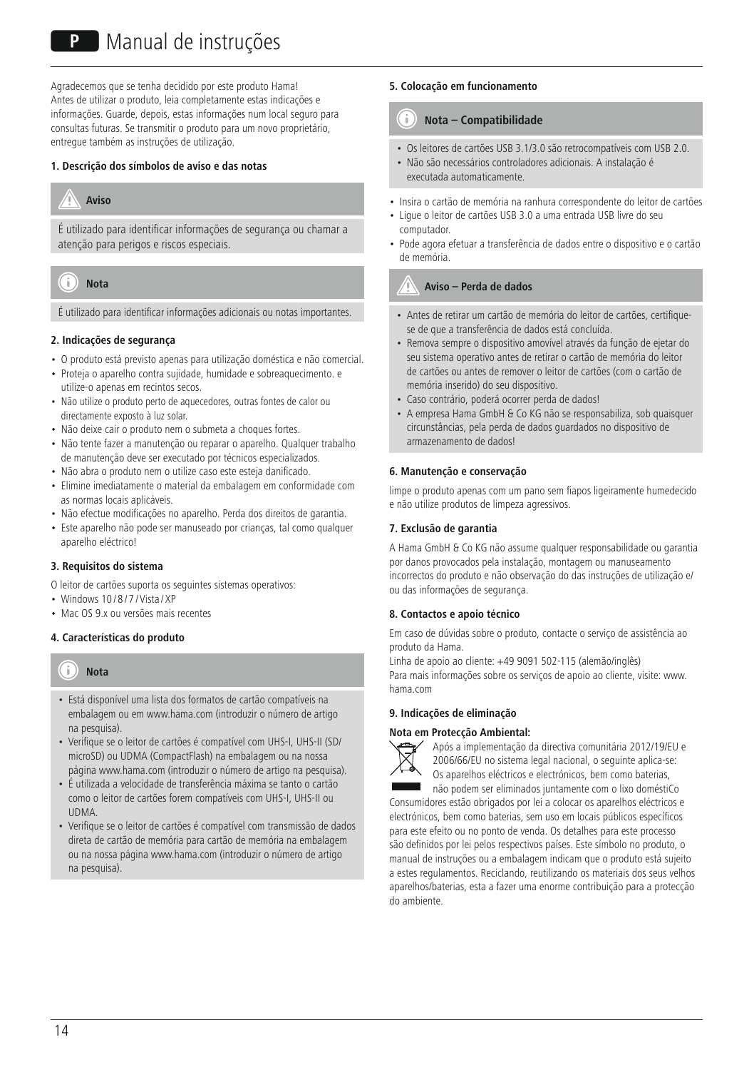# P Manual de instruções

Agradecemos que se tenha decidido por este produto Hama! Antes de utilizar o produto, leia completamente estas indicações e informações. Guarde, depois, estas informações num local seguro para consultas futuras. Se transmitir o produto para um novo proprietário, entregue também as instruções de utilização.

**1. Descrição dos símbolos de aviso e das notas**

**Aviso**

É utilizado para identificar informações de segurança ou chamar a atenção para perigos e riscos especiais.

**Nota**

É utilizado para identificar informações adicionais ou notas importantes.

**2. Indicações de segurança**

- O produto está previsto apenas para utilização doméstica e não comercial.
- Proteja o aparelho contra sujidade, humidade e sobreaquecimento. e utilize-o apenas em recintos secos.
- Não utilize o produto perto de aquecedores, outras fontes de calor ou directamente exposto à luz solar.
- Não deixe cair o produto nem o submeta a choques fortes.
- Não tente fazer a manutenção ou reparar o aparelho. Qualquer trabalho de manutenção deve ser executado por técnicos especializados.
- Não abra o produto nem o utilize caso este esteja danificado.
- Elimine imediatamente o material da embalagem em conformidade com as normas locais aplicáveis.
- Não efectue modificações no aparelho. Perda dos direitos de garantia.
- Este aparelho não pode ser manuseado por crianças, tal como qualquer aparelho eléctrico!

**3. Requisitos do sistema**

O leitor de cartões suporta os seguintes sistemas operativos:

- Windows 10 / 8 / 7 / Vista / XP
- Mac OS 9.x ou versões mais recentes

**4. Características do produto**

**Nota**

- Está disponível uma lista dos formatos de cartão compatíveis na embalagem ou em www.hama.com (introduzir o número de artigo na pesquisa).
- Verifique se o leitor de cartões é compatível com UHS-I, UHS-II (SD/ microSD) ou UDMA (CompactFlash) na embalagem ou na nossa página www.hama.com (introduzir o número de artigo na pesquisa).
- É utilizada a velocidade de transferência máxima se tanto o cartão como o leitor de cartões forem compatíveis com UHS-I, UHS-II ou UDMA.
- Verifique se o leitor de cartões é compatível com transmissão de dados direta de cartão de memória para cartão de memória na embalagem ou na nossa página www.hama.com (introduzir o número de artigo na pesquisa).

**5. Colocação em funcionamento**

**Nota – Compatibilidade**

- Os leitores de cartões USB 3.1/3.0 são retrocompatíveis com USB 2.0.
- Não são necessários controladores adicionais. A instalação é executada automaticamente.

- Insira o cartão de memória na ranhura correspondente do leitor de cartões
- Ligue o leitor de cartões USB 3.0 a uma entrada USB livre do seu computador.
- Pode agora efetuar a transferência de dados entre o dispositivo e o cartão de memória.

**Aviso – Perda de dados**

- Antes de retirar um cartão de memória do leitor de cartões, certifique-se de que a transferência de dados está concluída.
- Remova sempre o dispositivo amovível através da função de ejetar do seu sistema operativo antes de retirar o cartão de memória do leitor de cartões ou antes de remover o leitor de cartões (com o cartão de memória inserido) do seu dispositivo.
- Caso contrário, poderá ocorrer perda de dados!
- A empresa Hama GmbH & Co KG não se responsabiliza, sob quaisquer circunstâncias, pela perda de dados guardados no dispositivo de armazenamento de dados!

**6. Manutenção e conservação**

limpe o produto apenas com um pano sem fiapos ligeiramente humedecido e não utilize produtos de limpeza agressivos.

**7. Exclusão de garantia**

A Hama GmbH & Co KG não assume qualquer responsabilidade ou garantia por danos provocados pela instalação, montagem ou manuseamento incorrectos do produto e não observação do das instruções de utilização e/ ou das informações de segurança.

**8. Contactos e apoio técnico**

Em caso de dúvidas sobre o produto, contacte o serviço de assistência ao produto da Hama.

Linha de apoio ao cliente: +49 9091 502-115 (alemão/inglês)

Para mais informações sobre os serviços de apoio ao cliente, visite: www.hama.com

**9. Indicações de eliminação**

**Nota em Protecção Ambiental:**

Após a implementação da directiva comunitária 2012/19/EU e 2006/66/EU no sistema legal nacional, o seguinte aplica-se: Os aparelhos eléctricos e electrónicos, bem como baterias, não podem ser eliminados juntamente com o lixo doméstiCo Consumidores estão obrigados por lei a colocar os aparelhos eléctricos e electrónicos, bem como baterias, sem uso em locais públicos específicos para este efeito ou no ponto de venda. Os detalhes para este processo são definidos por lei pelos respectivos países. Este símbolo no produto, o manual de instruções ou a embalagem indicam que o produto está sujeito a estes regulamentos. Reciclando, reutilizando os materiais dos seus velhos aparelhos/baterias, esta a fazer uma enorme contribuição para a protecção do ambiente.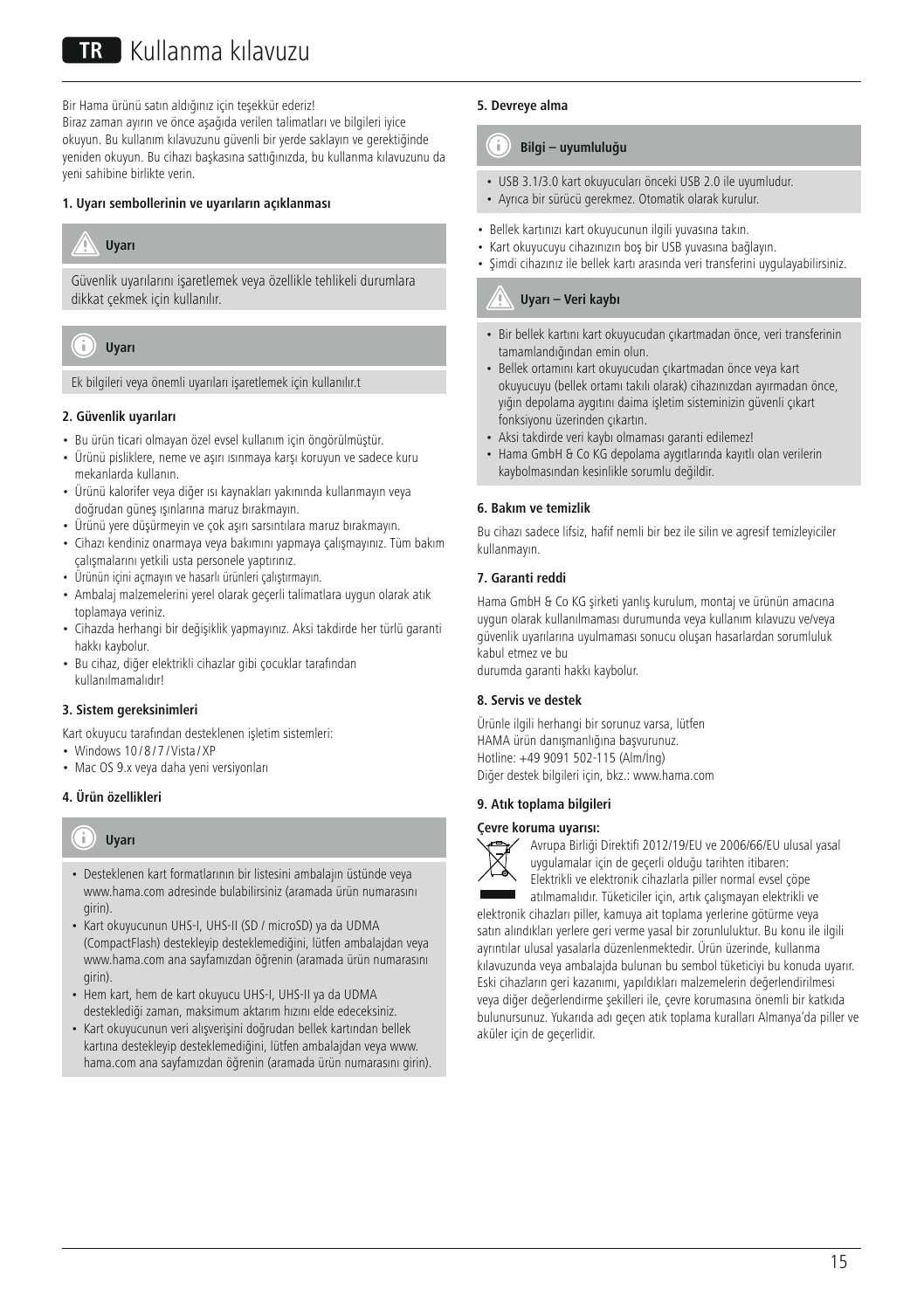# TR Kullanma kılavuzu

Bir Hama ürünü satın aldığınız için teşekkür ederiz!
Biraz zaman ayırın ve önce aşağıda verilen talimatları ve bilgileri iyice okuyun. Bu kullanım kılavuzunu güvenli bir yerde saklayın ve gerektiğinde yeniden okuyun. Bu cihazı başkasına sattığınızda, bu kullanma kılavuzunu da yeni sahibine birlikte verin.

**1. Uyarı sembollerinin ve uyarıların açıklanması**

**Uyarı**

Güvenlik uyarılarını işaretlemek veya özellikle tehlikeli durumlara dikkat çekmek için kullanılır.

**Uyarı**

Ek bilgileri veya önemli uyarıları işaretlemek için kullanılır.t

**2. Güvenlik uyarıları**

- Bu ürün ticari olmayan özel evsel kullanım için öngörülmüştür.
- Ürünü pisliklere, neme ve aşırı ısınmaya karşı koruyun ve sadece kuru mekanlarda kullanın.
- Ürünü kalorifer veya diğer ısı kaynakları yakınında kullanmayın veya doğrudan güneş ışınlarına maruz bırakmayın.
- Ürünü yere düşürmeyin ve çok aşırı sarsıntılara maruz bırakmayın.
- Cihazı kendiniz onarmaya veya bakımını yapmaya çalışmayınız. Tüm bakım çalışmalarını yetkili usta personele yaptırınız.
- Ürünün içini açmayın ve hasarlı ürünleri çalıştırmayın.
- Ambalaj malzemelerini yerel olarak geçerli talimatlara uygun olarak atık toplamaya veriniz.
- Cihazda herhangi bir değişiklik yapmayınız. Aksi takdirde her türlü garanti hakkı kaybolur.
- Bu cihaz, diğer elektrikli cihazlar gibi çocuklar tarafından kullanılmamalıdır!

**3. Sistem gereksinimleri**

Kart okuyucu tarafından desteklenen işletim sistemleri:
- Windows 10 / 8 / 7 / Vista / XP
- Mac OS 9.x veya daha yeni versiyonları

**4. Ürün özellikleri**

**Uyarı**

- Desteklenen kart formatlarının bir listesini ambalajın üstünde veya www.hama.com adresinde bulabilirsiniz (aramada ürün numarasını girin).
- Kart okuyucunun UHS-I, UHS-II (SD / microSD) ya da UDMA (CompactFlash) destekleyip desteklemediğini, lütfen ambalajdan veya www.hama.com ana sayfamızdan öğrenin (aramada ürün numarasını girin).
- Hem kart, hem de kart okuyucu UHS-I, UHS-II ya da UDMA desteklediği zaman, maksimum aktarım hızını elde edeceksiniz.
- Kart okuyucunun veri alışverişini doğrudan bellek kartından bellek kartına destekleyip desteklemediğini, lütfen ambalajdan veya www.hama.com ana sayfamızdan öğrenin (aramada ürün numarasını girin).

**5. Devreye alma**

**Bilgi – uyumluluğu**

- USB 3.1/3.0 kart okuyucuları önceki USB 2.0 ile uyumludur.
- Ayrıca bir sürücü gerekmez. Otomatik olarak kurulur.

- Bellek kartınızı kart okuyucunun ilgili yuvasına takın.
- Kart okuyucuyu cihazınızın boş bir USB yuvasına bağlayın.
- Şimdi cihazınız ile bellek kartı arasında veri transferini uygulayabilirsiniz.

**Uyarı – Veri kaybı**

- Bir bellek kartını kart okuyucudan çıkartmadan önce, veri transferinin tamamlandığından emin olun.
- Bellek ortamını kart okuyucudan çıkartmadan önce veya kart okuyucuyu (bellek ortamı takılı olarak) cihazınızdan ayırmadan önce, yığın depolama aygıtını daima işletim sisteminizin güvenli çıkart fonksiyonu üzerinden çıkartın.
- Aksi takdirde veri kaybı olmaması garanti edilemez!
- Hama GmbH & Co KG depolama aygıtlarında kayıtlı olan verilerin kaybolmasından kesinlikle sorumlu değildir.

**6. Bakım ve temizlik**

Bu cihazı sadece lifsiz, hafif nemli bir bez ile silin ve agresif temizleyiciler kullanmayın.

**7. Garanti reddi**

Hama GmbH & Co KG şirketi yanlış kurulum, montaj ve ürünün amacına uygun olarak kullanılmaması durumunda veya kullanım kılavuzu ve/veya güvenlik uyarılarına uyulmaması sonucu oluşan hasarlardan sorumluluk kabul etmez ve bu
durumda garanti hakkı kaybolur.

**8. Servis ve destek**

Ürünle ilgili herhangi bir sorunuz varsa, lütfen
HAMA ürün danışmanlığına başvurunuz.
Hotline: +49 9091 502-115 (Alm/Ing)
Diğer destek bilgileri için, bkz.: www.hama.com

**9. Atık toplama bilgileri**

**Çevre koruma uyarısı:**

Avrupa Birliği Direktifi 2012/19/EU ve 2006/66/EU ulusal yasal uygulamalar için de geçerli olduğu tarihten itibaren: Elektrikli ve elektronik cihazlarla piller normal evsel çöpe atılmamalıdır. Tüketiciler için, artık çalışmayan elektrikli ve elektronik cihazları piller, kamuya ait toplama yerlerine götürme veya satın alındıkları yerlere geri verme yasal bir zorunluluktur. Bu konu ile ilgili ayrıntılar ulusal yasalarla düzenlenmektedir. Ürün üzerinde, kullanma kılavuzunda veya ambalajda bulunan bu sembol tüketiciyi bu konuda uyarır. Eski cihazların geri kazanımı, yapıldıkları malzemelerin değerlendirilmesi veya diğer değerlendirme şekilleri ile, çevre korumasına önemli bir katkıda bulunursunuz. Yukarıda adı geçen atık toplama kuralları Almanya'da piller ve aküler için de geçerlidir.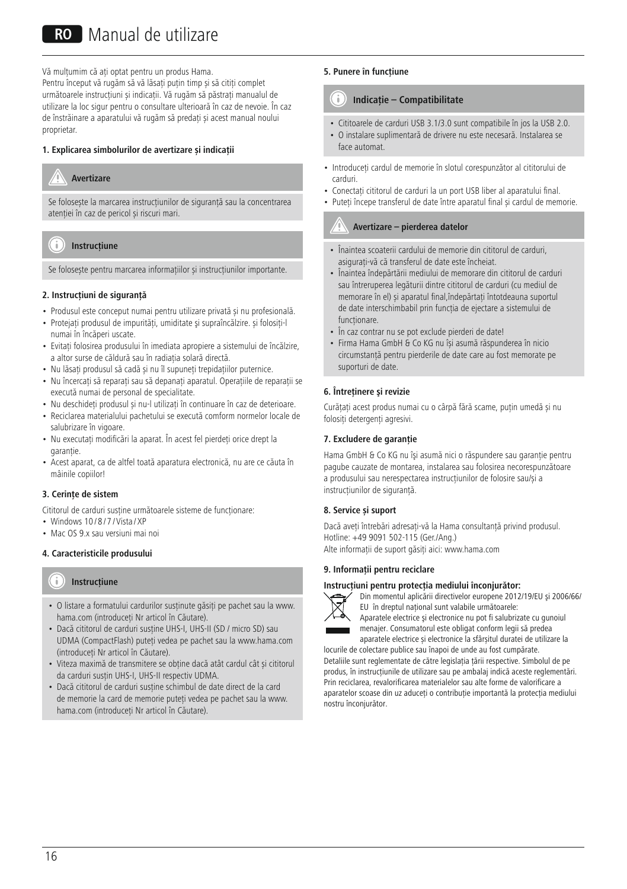# RO Manual de utilizare

Vă mulțumim că ați optat pentru un produs Hama.
Pentru început vă rugăm să vă lăsați puțin timp și să citiți complet următoarele instrucțiuni și indicații. Vă rugăm să păstrați manualul de utilizare la loc sigur pentru o consultare ulterioară în caz de nevoie. În caz de înstrăinare a aparatului vă rugăm să predați și acest manual noului proprietar.

**1. Explicarea simbolurilor de avertizare și indicații**

**Avertizare**

Se folosește la marcarea instrucțiunilor de siguranță sau la concentrarea atenției în caz de pericol și riscuri mari.

**Instrucțiune**

Se folosește pentru marcarea informațiilor și instrucțiunilor importante.

**2. Instrucțiuni de siguranță**

- Produsul este conceput numai pentru utilizare privată și nu profesională.
- Protejați produsul de impurități, umiditate şi supraîncălzire. și folosiți-l numai în încăperi uscate.
- Evitați folosirea produsului în imediata apropiere a sistemului de încălzire, a altor surse de căldură sau în radiația solară directă.
- Nu lăsați produsul să cadă și nu îl supuneți trepidațiilor puternice.
- Nu încercați să reparați sau să depanați aparatul. Operațiile de reparații se execută numai de personal de specialitate.
- Nu deschideți produsul și nu-l utilizați în continuare în caz de deterioare.
- Reciclarea materialului pachetului se execută comform normelor locale de salubrizare în vigoare.
- Nu executați modificări la aparat. În acest fel pierdeți orice drept la garanție.
- Acest aparat, ca de altfel toată aparatura electronică, nu are ce căuta în mâinile copiilor!

**3. Cerințe de sistem**

Cititorul de carduri susține următoarele sisteme de funcționare:

- Windows 10 / 8 / 7 / Vista / XP
- Mac OS 9.x sau versiuni mai noi

**4. Caracteristicile produsului**

**Instrucțiune**

- O listare a formatului cardurilor susținute găsiți pe pachet sau la www.hama.com (introduceți Nr articol în Căutare).
- Dacă cititorul de carduri susține UHS-I, UHS-II (SD / micro SD) sau UDMA (CompactFlash) puteți vedea pe pachet sau la www.hama.com (introduceți Nr articol în Căutare).
- Viteza maximă de transmitere se obține dacă atât cardul cât și cititorul da carduri susțin UHS-I, UHS-II respectiv UDMA.
- Dacă cititorul de carduri susține schimbul de date direct de la card de memorie la card de memorie puteți vedea pe pachet sau la www.hama.com (introduceți Nr articol în Căutare).

**5. Punere în funcțiune**

**Indicație – Compatibilitate**

- Cititoarele de carduri USB 3.1/3.0 sunt compatibile în jos la USB 2.0.
- O instalare suplimentară de drivere nu este necesară. Instalarea se face automat.

- Introduceți cardul de memorie în slotul corespunzător al cititorului de carduri.
- Conectați cititorul de carduri la un port USB liber al aparatului final.
- Puteți începe transferul de date între aparatul final și cardul de memorie.

**Avertizare – pierderea datelor**

- Înaintea scoaterii cardului de memorie din cititorul de carduri, asigurați-vă că transferul de date este încheiat.
- Înaintea îndepărtării mediului de memorare din cititorul de carduri sau întreruperea legăturii dintre cititorul de carduri (cu mediul de memorare în el) și aparatul final,îndepărtați întotdeauna suportul de date interschimbabil prin funcția de ejectare a sistemului de funcționare.
- În caz contrar nu se pot exclude pierderi de date!
- Firma Hama GmbH & Co KG nu își asumă răspunderea în nicio circumstanță pentru pierderile de date care au fost memorate pe suporturi de date.

**6. Întreținere şi revizie**

Curățați acest produs numai cu o cârpă fără scame, puțin umedă și nu folosiți detergenți agresivi.

**7. Excludere de garanție**

Hama GmbH & Co KG nu își asumă nici o răspundere sau garanție pentru pagube cauzate de montarea, instalarea sau folosirea necorespunzătoare a produsului sau nerespectarea instrucțiunilor de folosire sau/și a instrucțiunilor de siguranță.

**8. Service și suport**

Dacă aveți întrebări adresați-vă la Hama consultanță privind produsul.
Hotline: +49 9091 502-115 (Ger./Ang.)
Alte informații de suport găsiți aici: www.hama.com

**9. Informații pentru reciclare**

**Instrucțiuni pentru protecția mediului înconjurător:**

Din momentul aplicării directivelor europene 2012/19/EU și 2006/66/EU în dreptul național sunt valabile următoarele:
Aparatele electrice și electronice nu pot fi salubrizate cu gunoiul menajer. Consumatorul este obligat conform legii să predea aparatele electrice și electronice la sfârșitul duratei de utilizare la locurile de colectare publice sau înapoi de unde au fost cumpărate. Detaliile sunt reglementate de către legislația țării respective. Simbolul de pe produs, în instrucțiunile de utilizare sau pe ambalaj indică aceste reglementări. Prin reciclarea, revalorificarea materialelor sau alte forme de valorificare a aparatelor scoase din uz aduceți o contribuție importantă la protecția mediului nostru înconjurător.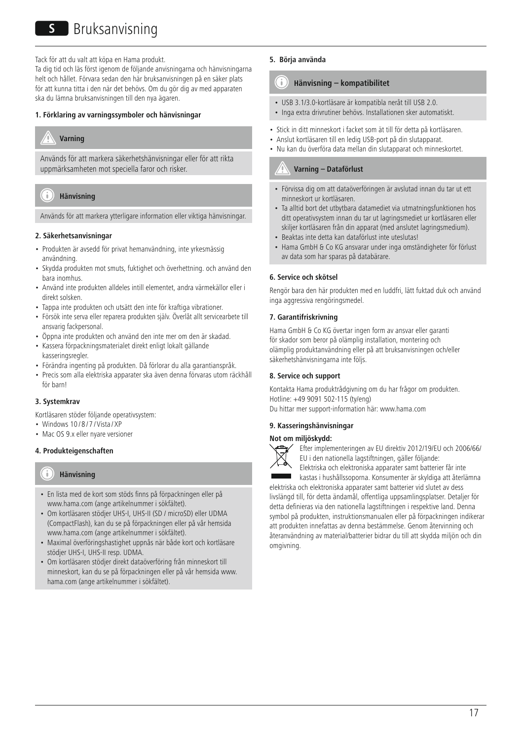# S Bruksanvisning

Tack för att du valt att köpa en Hama produkt.
Ta dig tid och läs först igenom de följande anvisningarna och hänvisningarna helt och hållet. Förvara sedan den här bruksanvisningen på en säker plats för att kunna titta i den när det behövs. Om du gör dig av med apparaten ska du lämna bruksanvisningen till den nya ägaren.

#### 1. Förklaring av varningssymboler och hänvisningar

**Varning**

Används för att markera säkerhetshänvisningar eller för att rikta uppmärksamheten mot speciella faror och risker.

**Hänvisning**

Används för att markera ytterligare information eller viktiga hänvisningar.

#### 2. Säkerhetsanvisningar

- Produkten är avsedd för privat hemanvändning, inte yrkesmässig användning.
- Skydda produkten mot smuts, fuktighet och överhettning. och använd den bara inomhus.
- Använd inte produkten alldeles intill elementet, andra värmekällor eller i direkt solsken.
- Tappa inte produkten och utsätt den inte för kraftiga vibrationer.
- Försök inte serva eller reparera produkten själv. Överlåt allt servicearbete till ansvarig fackpersonal.
- Öppna inte produkten och använd den inte mer om den är skadad.
- Kassera förpackningsmaterialet direkt enligt lokalt gällande kasseringsregler.
- Förändra ingenting på produkten. Då förlorar du alla garantianspråk.
- Precis som alla elektriska apparater ska även denna förvaras utom räckhåll för barn!

#### 3. Systemkrav

Kortläsaren stöder följande operativsystem:
- Windows 10 / 8 / 7 / Vista / XP
- Mac OS 9.x eller nyare versioner

#### 4. Produkteigenschaften

**Hänvisning**

- En lista med de kort som stöds finns på förpackningen eller på www.hama.com (ange artikelnummer i sökfältet).
- Om kortläsaren stödjer UHS-I, UHS-II (SD / microSD) eller UDMA (CompactFlash), kan du se på förpackningen eller på vår hemsida www.hama.com (ange artikelnummer i sökfältet).
- Maximal överföringshastighet uppnås när både kort och kortläsare stödjer UHS-I, UHS-II resp. UDMA.
- Om kortläsaren stödjer direkt dataöverföring från minneskort till minneskort, kan du se på förpackningen eller på vår hemsida www.hama.com (ange artikelnummer i sökfältet).

#### 5. Börja använda

**Hänvisning – kompatibilitet**

- USB 3.1/3.0-kortläsare är kompatibla neråt till USB 2.0.
- Inga extra drivrutiner behövs. Installationen sker automatiskt.

- Stick in ditt minneskort i facket som ät till för detta på kortläsaren.
- Anslut kortläsaren till en ledig USB-port på din slutapparat.
- Nu kan du överföra data mellan din slutapparat och minneskortet.

**Varning – Dataförlust**

- Förvissa dig om att dataöverföringen är avslutad innan du tar ut ett minneskort ur kortläsaren.
- Ta alltid bort det utbytbara datamediet via utmatningsfunktionen hos ditt operativsystem innan du tar ut lagringsmediet ur kortläsaren eller skiljer kortläsaren från din apparat (med anslutet lagringsmedium).
- Beaktas inte detta kan dataförlust inte uteslutas!
- Hama GmbH & Co KG ansvarar under inga omständigheter för förlust av data som har sparas på databärare.

#### 6. Service och skötsel

Rengör bara den här produkten med en luddfri, lätt fuktad duk och använd inga aggressiva rengöringsmedel.

#### 7. Garantifriskrivning

Hama GmbH & Co KG övertar ingen form av ansvar eller garanti för skador som beror på olämplig installation, montering och olämplig produktanvändning eller på att bruksanvisningen och/eller säkerhetshänvisningarna inte följs.

#### 8. Service och support

Kontakta Hama produktrådgivning om du har frågor om produkten.
Hotline: +49 9091 502-115 (ty/eng)
Du hittar mer support-information här: www.hama.com

#### 9. Kasseringshänvisningar

**Not om miljöskydd:**

Efter implementeringen av EU direktiv 2012/19/EU och 2006/66/EU i den nationella lagstiftningen, gäller följande:
Elektriska och elektroniska apparater samt batterier får inte kastas i hushållssoporna. Konsumenter är skyldiga att återlämna elektriska och elektroniska apparater samt batterier vid slutet av dess livslängd till, för detta ändamål, offentliga uppsamlingsplatser. Detaljer för detta definieras via den nationella lagstiftningen i respektive land. Denna symbol på produkten, instruktionsmanualen eller på förpackningen indikerar att produkten innefattas av denna bestämmelse. Genom återvinning och återanvändning av material/batterier bidrar du till att skydda miljön och din omgivning.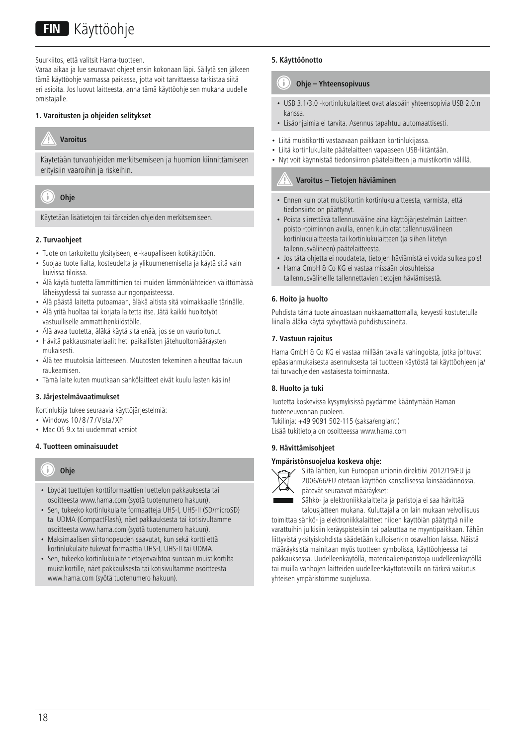# FIN Käyttöohje

Suurkiitos, että valitsit Hama-tuotteen.
Varaa aikaa ja lue seuraavat ohjeet ensin kokonaan läpi. Säilytä sen jälkeen tämä käyttöohje varmassa paikassa, jotta voit tarvittaessa tarkistaa siitä eri asioita. Jos luovut laitteesta, anna tämä käyttöohje sen mukana uudelle omistajalle.

#### 1. Varoitusten ja ohjeiden selitykset

**Varoitus**

Käytetään turvaohjeiden merkitsemiseen ja huomion kiinnittämiseen erityisiin vaaroihin ja riskeihin.

**Ohje**

Käytetään lisätietojen tai tärkeiden ohjeiden merkitsemiseen.

#### 2. Turvaohjeet

- Tuote on tarkoitettu yksityiseen, ei-kaupalliseen kotikäyttöön.
- Suojaa tuote lialta, kosteudelta ja ylikuumenemiselta ja käytä sitä vain kuivissa tiloissa.
- Älä käytä tuotetta lämmittimien tai muiden lämmönlähteiden välittömässä läheisyydessä tai suorassa auringonpaisteessa.
- Älä päästä laitetta putoamaan, äläkä altista sitä voimakkaalle tärinälle.
- Älä yritä huoltaa tai korjata laitetta itse. Jätä kaikki huoltotyöt vastuulliselle ammattihenkilöstölle.
- Älä avaa tuotetta, äläkä käytä sitä enää, jos se on vaurioitunut.
- Hävitä pakkausmateriaalit heti paikallisten jätehuoltomääräysten mukaisesti.
- Älä tee muutoksia laitteeseen. Muutosten tekeminen aiheuttaa takuun raukeamisen.
- Tämä laite kuten muutkaan sähkölaitteet eivät kuulu lasten käsiin!

#### 3. Järjestelmävaatimukset

Kortinlukija tukee seuraavia käyttöjärjestelmiä:

- Windows 10 / 8 / 7 / Vista / XP
- Mac OS 9.x tai uudemmat versiot

#### 4. Tuotteen ominaisuudet

**Ohje**

- Löydät tuettujen korttiformaattien luettelon pakkauksesta tai osoitteesta www.hama.com (syötä tuotenumero hakuun).
- Sen, tukeeko kortinlukulaite formaatteja UHS-I, UHS-II (SD/microSD) tai UDMA (CompactFlash), näet pakkauksesta tai kotisivultamme osoitteesta www.hama.com (syötä tuotenumero hakuun).
- Maksimaalisen siirtonopeuden saavutat, kun sekä kortti että kortinlukulaite tukevat formaattia UHS-I, UHS-II tai UDMA.
- Sen, tukeeko kortinlukulaite tietojenvaihtoa suoraan muistikortilta muistikortille, näet pakkauksesta tai kotisivultamme osoitteesta www.hama.com (syötä tuotenumero hakuun).

#### 5. Käyttöönotto

**Ohje – Yhteensopivuus**

- USB 3.1/3.0 -kortinlukulaitteet ovat alaspäin yhteensopivia USB 2.0:n kanssa.
- Lisäohjaimia ei tarvita. Asennus tapahtuu automaattisesti.

- Liitä muistikortti vastaavaan paikkaan kortinlukijassa.
- Liitä kortinlukulaite päätelaitteen vapaaseen USB-liitäntään.
- Nyt voit käynnistää tiedonsiirron päätelaitteen ja muistikortin välillä.

**Varoitus – Tietojen häviäminen**

- Ennen kuin otat muistikortin kortinlukulaitteesta, varmista, että tiedonsiirto on päättynyt.
- Poista siirrettävä tallennusväline aina käyttöjärjestelmän Laitteen poisto -toiminnon avulla, ennen kuin otat tallennusvälineen kortinlukulaitteesta tai kortinlukulaitteen (ja siihen liitetyn tallennusvälineen) päätelaitteesta.
- Jos tätä ohjetta ei noudateta, tietojen häviämistä ei voida sulkea pois!
- Hama GmbH & Co KG ei vastaa missään olosuhteissa tallennusvälineille tallennettavien tietojen häviämisestä.

#### 6. Hoito ja huolto

Puhdista tämä tuote ainoastaan nukkaamattomalla, kevyesti kostutetulla liinalla äläkä käytä syövyttäviä puhdistusaineita.

#### 7. Vastuun rajoitus

Hama GmbH & Co KG ei vastaa millään tavalla vahingoista, jotka johtuvat epäasianmukaisesta asennuksesta tai tuotteen käytöstä tai käyttöohjeen ja/tai turvaohjeiden vastaisesta toiminnasta.

#### 8. Huolto ja tuki

Tuotetta koskevissa kysymyksissä pyydämme kääntymään Haman tuoteneuvonnan puoleen.
Tukilinja: +49 9091 502-115 (saksa/englanti)
Lisää tukitietoja on osoitteessa www.hama.com

#### 9. Hävittämisohjeet

**Ympäristönsuojelua koskeva ohje:**

Siitä lähtien, kun Euroopan unionin direktiivi 2012/19/EU ja 2006/66/EU otetaan käyttöön kansallisessa lainsäädännössä, pätevät seuraavat määräykset:
Sähkö- ja elektroniikkalaitteita ja paristoja ei saa hävittää talousjätteen mukana. Kuluttajalla on lain mukaan velvollisuus toimittaa sähkö- ja elektroniikkalaitteet niiden käyttöiän päätyttyä niille varattuihin julkisiin keräyspisteisiin tai palauttaa ne myyntipaikkaan. Tähän liittyvistä yksityiskohdista säädetään kulloisenkin osavaltion laissa. Näistä määräyksistä mainitaan myös tuotteen symbolissa, käyttöohjeessa tai pakkauksessa. Uudelleenkäytöllä, materiaalien/paristoja uudelleenkäytöllä tai muilla vanhojen laitteiden uudelleenkäyttötavoilla on tärkeä vaikutus yhteisen ympäristömme suojelussa.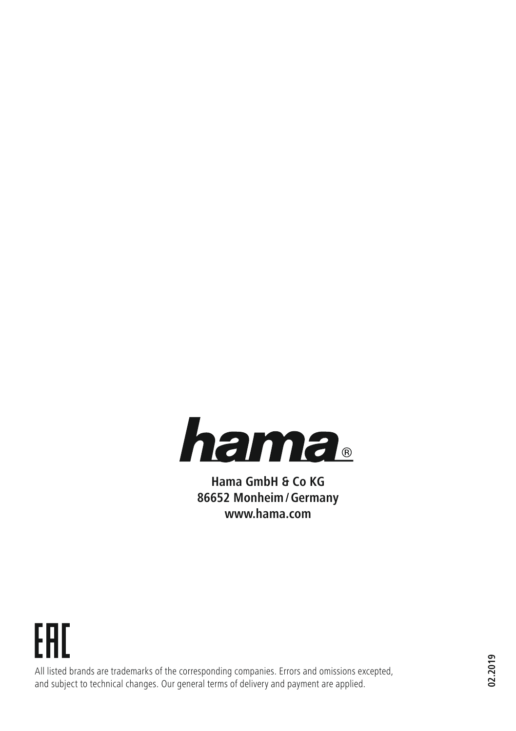**Hama GmbH & Co KG**
**86652 Monheim / Germany**
**www.hama.com**

All listed brands are trademarks of the corresponding companies. Errors and omissions excepted, and subject to technical changes. Our general terms of delivery and payment are applied.

**02.2019**